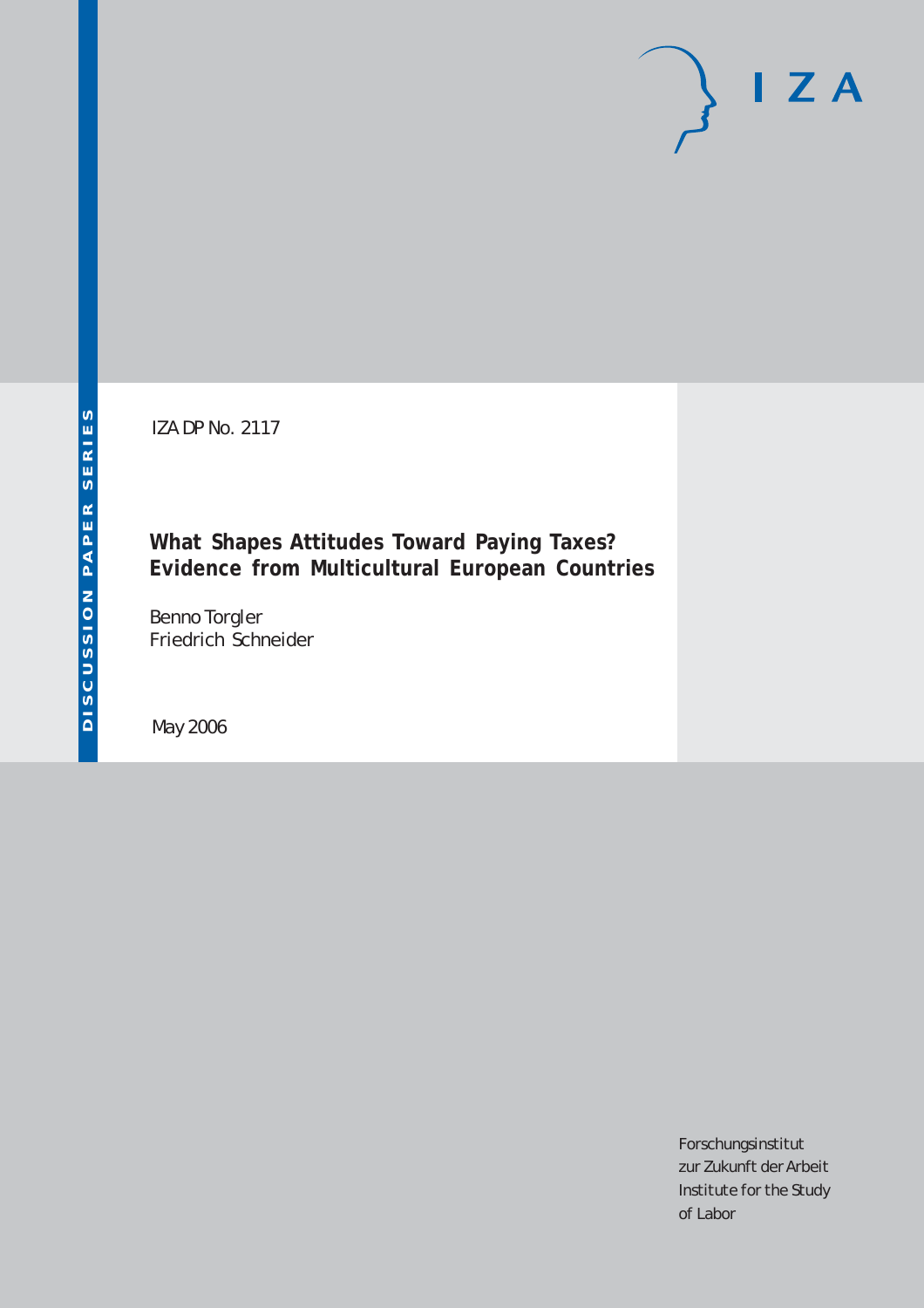DISCUSSION PAPER SERIES

IZA

IZA DP No. 2117

# What Shapes Attitudes Toward Paying Taxes? Evidence from Multicultural European Countries

Benno Torgler
Friedrich Schneider

May 2006

Forschungsinstitut
zur Zukunft der Arbeit
Institute for the Study
of Labor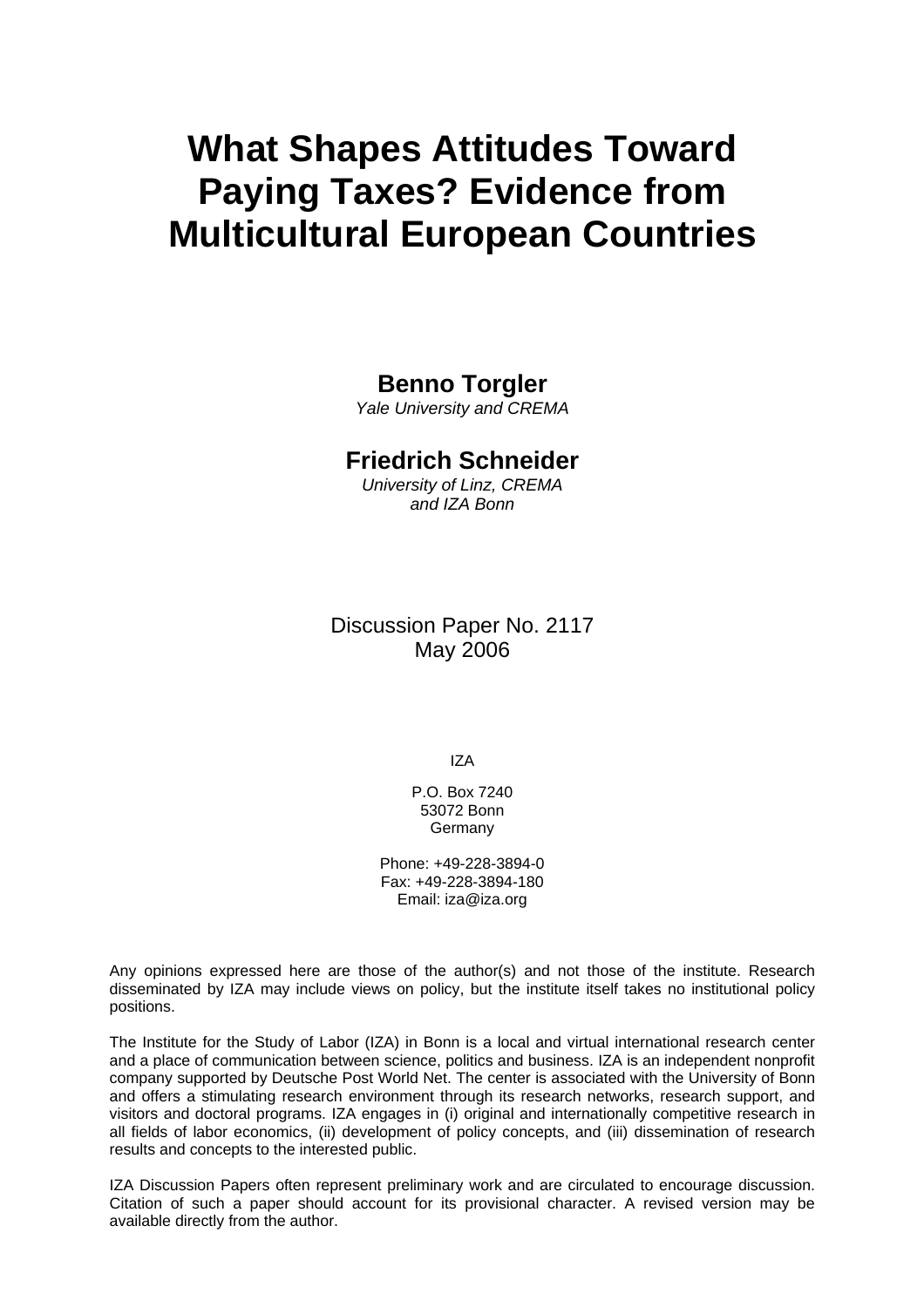# What Shapes Attitudes Toward Paying Taxes? Evidence from Multicultural European Countries

**Benno Torgler**
*Yale University and CREMA*

**Friedrich Schneider**
*University of Linz, CREMA and IZA Bonn*

Discussion Paper No. 2117
May 2006

IZA

P.O. Box 7240
53072 Bonn
Germany

Phone: +49-228-3894-0
Fax: +49-228-3894-180
Email: iza@iza.org

Any opinions expressed here are those of the author(s) and not those of the institute. Research disseminated by IZA may include views on policy, but the institute itself takes no institutional policy positions.

The Institute for the Study of Labor (IZA) in Bonn is a local and virtual international research center and a place of communication between science, politics and business. IZA is an independent nonprofit company supported by Deutsche Post World Net. The center is associated with the University of Bonn and offers a stimulating research environment through its research networks, research support, and visitors and doctoral programs. IZA engages in (i) original and internationally competitive research in all fields of labor economics, (ii) development of policy concepts, and (iii) dissemination of research results and concepts to the interested public.

IZA Discussion Papers often represent preliminary work and are circulated to encourage discussion. Citation of such a paper should account for its provisional character. A revised version may be available directly from the author.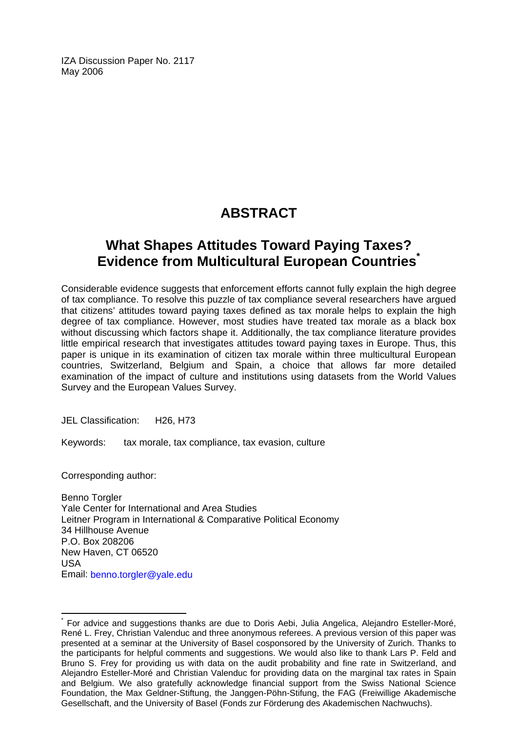IZA Discussion Paper No. 2117
May 2006

# ABSTRACT

## What Shapes Attitudes Toward Paying Taxes? Evidence from Multicultural European Countries[*]

Considerable evidence suggests that enforcement efforts cannot fully explain the high degree of tax compliance. To resolve this puzzle of tax compliance several researchers have argued that citizens' attitudes toward paying taxes defined as tax morale helps to explain the high degree of tax compliance. However, most studies have treated tax morale as a black box without discussing which factors shape it. Additionally, the tax compliance literature provides little empirical research that investigates attitudes toward paying taxes in Europe. Thus, this paper is unique in its examination of citizen tax morale within three multicultural European countries, Switzerland, Belgium and Spain, a choice that allows far more detailed examination of the impact of culture and institutions using datasets from the World Values Survey and the European Values Survey.

JEL Classification: H26, H73

Keywords: tax morale, tax compliance, tax evasion, culture

Corresponding author:

Benno Torgler
Yale Center for International and Area Studies
Leitner Program in International & Comparative Political Economy
34 Hillhouse Avenue
P.O. Box 208206
New Haven, CT 06520
USA
Email: benno.torgler@yale.edu

---

[*] For advice and suggestions thanks are due to Doris Aebi, Julia Angelica, Alejandro Esteller-Moré, René L. Frey, Christian Valenduc and three anonymous referees. A previous version of this paper was presented at a seminar at the University of Basel cosponsored by the University of Zurich. Thanks to the participants for helpful comments and suggestions. We would also like to thank Lars P. Feld and Bruno S. Frey for providing us with data on the audit probability and fine rate in Switzerland, and Alejandro Esteller-Moré and Christian Valenduc for providing data on the marginal tax rates in Spain and Belgium. We also gratefully acknowledge financial support from the Swiss National Science Foundation, the Max Geldner-Stiftung, the Janggen-Pöhn-Stifung, the FAG (Freiwillige Akademische Gesellschaft, and the University of Basel (Fonds zur Förderung des Akademischen Nachwuchs).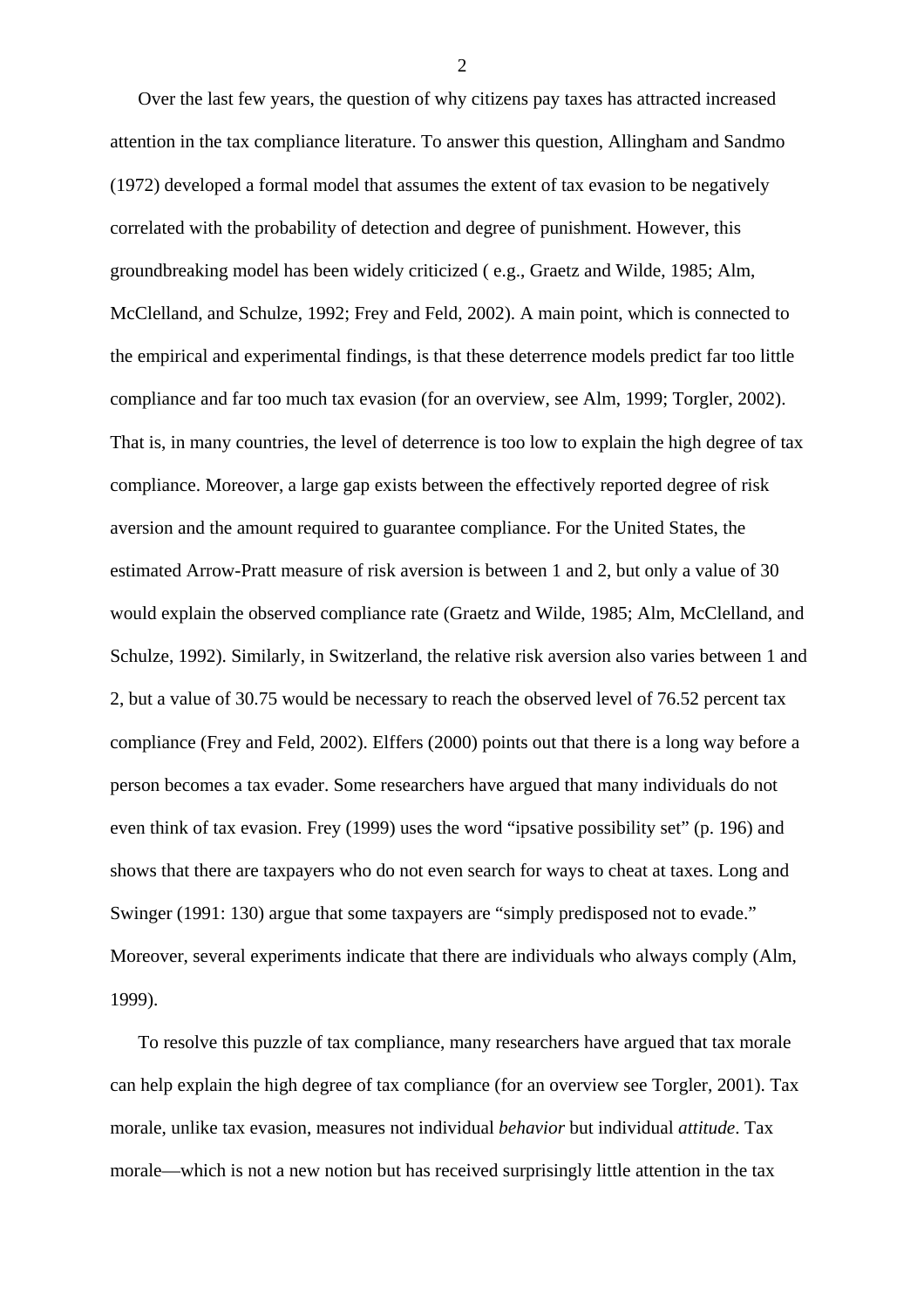Over the last few years, the question of why citizens pay taxes has attracted increased attention in the tax compliance literature. To answer this question, Allingham and Sandmo (1972) developed a formal model that assumes the extent of tax evasion to be negatively correlated with the probability of detection and degree of punishment. However, this groundbreaking model has been widely criticized ( e.g., Graetz and Wilde, 1985; Alm, McClelland, and Schulze, 1992; Frey and Feld, 2002). A main point, which is connected to the empirical and experimental findings, is that these deterrence models predict far too little compliance and far too much tax evasion (for an overview, see Alm, 1999; Torgler, 2002). That is, in many countries, the level of deterrence is too low to explain the high degree of tax compliance. Moreover, a large gap exists between the effectively reported degree of risk aversion and the amount required to guarantee compliance. For the United States, the estimated Arrow-Pratt measure of risk aversion is between 1 and 2, but only a value of 30 would explain the observed compliance rate (Graetz and Wilde, 1985; Alm, McClelland, and Schulze, 1992). Similarly, in Switzerland, the relative risk aversion also varies between 1 and 2, but a value of 30.75 would be necessary to reach the observed level of 76.52 percent tax compliance (Frey and Feld, 2002). Elffers (2000) points out that there is a long way before a person becomes a tax evader. Some researchers have argued that many individuals do not even think of tax evasion. Frey (1999) uses the word "ipsative possibility set" (p. 196) and shows that there are taxpayers who do not even search for ways to cheat at taxes. Long and Swinger (1991: 130) argue that some taxpayers are "simply predisposed not to evade." Moreover, several experiments indicate that there are individuals who always comply (Alm, 1999).

To resolve this puzzle of tax compliance, many researchers have argued that tax morale can help explain the high degree of tax compliance (for an overview see Torgler, 2001). Tax morale, unlike tax evasion, measures not individual *behavior* but individual *attitude*. Tax morale—which is not a new notion but has received surprisingly little attention in the tax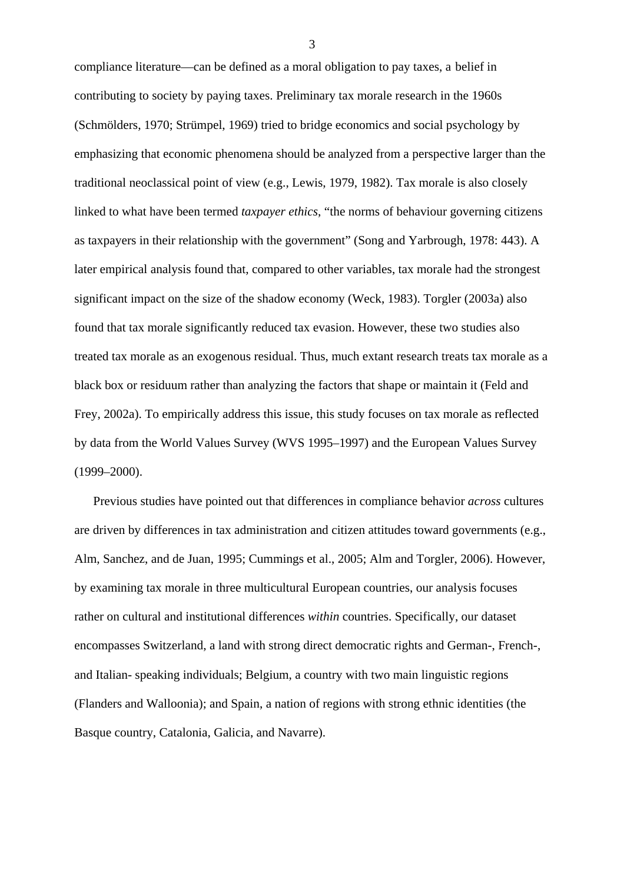compliance literature—can be defined as a moral obligation to pay taxes, a belief in contributing to society by paying taxes. Preliminary tax morale research in the 1960s (Schmölders, 1970; Strümpel, 1969) tried to bridge economics and social psychology by emphasizing that economic phenomena should be analyzed from a perspective larger than the traditional neoclassical point of view (e.g., Lewis, 1979, 1982). Tax morale is also closely linked to what have been termed *taxpayer ethics*, "the norms of behaviour governing citizens as taxpayers in their relationship with the government" (Song and Yarbrough, 1978: 443). A later empirical analysis found that, compared to other variables, tax morale had the strongest significant impact on the size of the shadow economy (Weck, 1983). Torgler (2003a) also found that tax morale significantly reduced tax evasion. However, these two studies also treated tax morale as an exogenous residual. Thus, much extant research treats tax morale as a black box or residuum rather than analyzing the factors that shape or maintain it (Feld and Frey, 2002a). To empirically address this issue, this study focuses on tax morale as reflected by data from the World Values Survey (WVS 1995–1997) and the European Values Survey (1999–2000).

Previous studies have pointed out that differences in compliance behavior *across* cultures are driven by differences in tax administration and citizen attitudes toward governments (e.g., Alm, Sanchez, and de Juan, 1995; Cummings et al., 2005; Alm and Torgler, 2006). However, by examining tax morale in three multicultural European countries, our analysis focuses rather on cultural and institutional differences *within* countries. Specifically, our dataset encompasses Switzerland, a land with strong direct democratic rights and German-, French-, and Italian- speaking individuals; Belgium, a country with two main linguistic regions (Flanders and Walloonia); and Spain, a nation of regions with strong ethnic identities (the Basque country, Catalonia, Galicia, and Navarre).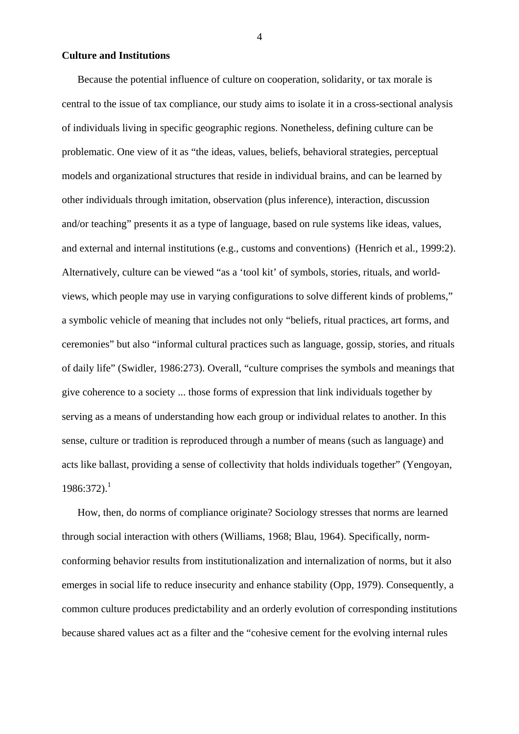**Culture and Institutions**

Because the potential influence of culture on cooperation, solidarity, or tax morale is central to the issue of tax compliance, our study aims to isolate it in a cross-sectional analysis of individuals living in specific geographic regions. Nonetheless, defining culture can be problematic. One view of it as "the ideas, values, beliefs, behavioral strategies, perceptual models and organizational structures that reside in individual brains, and can be learned by other individuals through imitation, observation (plus inference), interaction, discussion and/or teaching" presents it as a type of language, based on rule systems like ideas, values, and external and internal institutions (e.g., customs and conventions) (Henrich et al., 1999:2). Alternatively, culture can be viewed "as a 'tool kit' of symbols, stories, rituals, and world-views, which people may use in varying configurations to solve different kinds of problems," a symbolic vehicle of meaning that includes not only "beliefs, ritual practices, art forms, and ceremonies" but also "informal cultural practices such as language, gossip, stories, and rituals of daily life" (Swidler, 1986:273). Overall, "culture comprises the symbols and meanings that give coherence to a society ... those forms of expression that link individuals together by serving as a means of understanding how each group or individual relates to another. In this sense, culture or tradition is reproduced through a number of means (such as language) and acts like ballast, providing a sense of collectivity that holds individuals together" (Yengoyan, 1986:372).[1]

How, then, do norms of compliance originate? Sociology stresses that norms are learned through social interaction with others (Williams, 1968; Blau, 1964). Specifically, norm-conforming behavior results from institutionalization and internalization of norms, but it also emerges in social life to reduce insecurity and enhance stability (Opp, 1979). Consequently, a common culture produces predictability and an orderly evolution of corresponding institutions because shared values act as a filter and the "cohesive cement for the evolving internal rules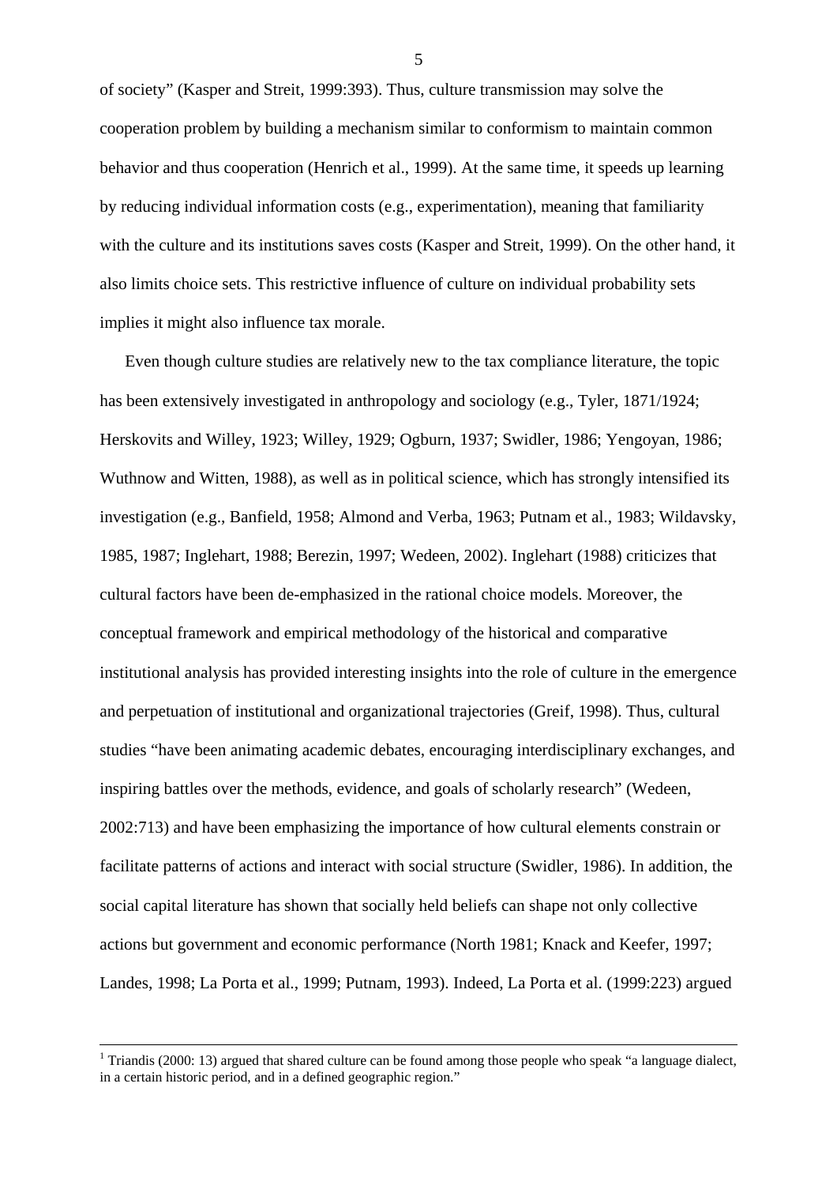of society" (Kasper and Streit, 1999:393). Thus, culture transmission may solve the cooperation problem by building a mechanism similar to conformism to maintain common behavior and thus cooperation (Henrich et al., 1999). At the same time, it speeds up learning by reducing individual information costs (e.g., experimentation), meaning that familiarity with the culture and its institutions saves costs (Kasper and Streit, 1999). On the other hand, it also limits choice sets. This restrictive influence of culture on individual probability sets implies it might also influence tax morale.

Even though culture studies are relatively new to the tax compliance literature, the topic has been extensively investigated in anthropology and sociology (e.g., Tyler, 1871/1924; Herskovits and Willey, 1923; Willey, 1929; Ogburn, 1937; Swidler, 1986; Yengoyan, 1986; Wuthnow and Witten, 1988), as well as in political science, which has strongly intensified its investigation (e.g., Banfield, 1958; Almond and Verba, 1963; Putnam et al., 1983; Wildavsky, 1985, 1987; Inglehart, 1988; Berezin, 1997; Wedeen, 2002). Inglehart (1988) criticizes that cultural factors have been de-emphasized in the rational choice models. Moreover, the conceptual framework and empirical methodology of the historical and comparative institutional analysis has provided interesting insights into the role of culture in the emergence and perpetuation of institutional and organizational trajectories (Greif, 1998). Thus, cultural studies "have been animating academic debates, encouraging interdisciplinary exchanges, and inspiring battles over the methods, evidence, and goals of scholarly research" (Wedeen, 2002:713) and have been emphasizing the importance of how cultural elements constrain or facilitate patterns of actions and interact with social structure (Swidler, 1986). In addition, the social capital literature has shown that socially held beliefs can shape not only collective actions but government and economic performance (North 1981; Knack and Keefer, 1997; Landes, 1998; La Porta et al., 1999; Putnam, 1993). Indeed, La Porta et al. (1999:223) argued

[1] Triandis (2000: 13) argued that shared culture can be found among those people who speak "a language dialect, in a certain historic period, and in a defined geographic region."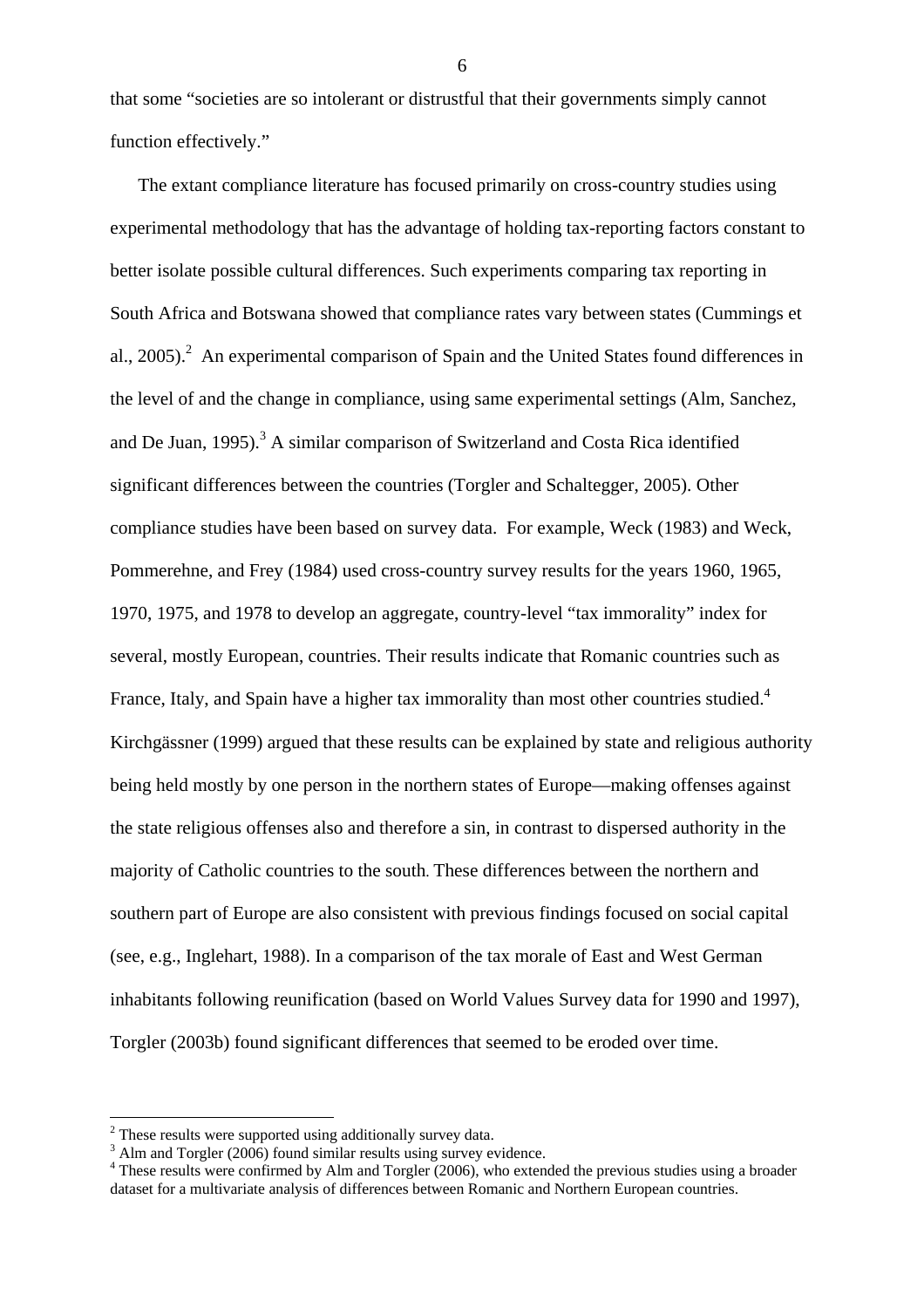that some "societies are so intolerant or distrustful that their governments simply cannot function effectively."

The extant compliance literature has focused primarily on cross-country studies using experimental methodology that has the advantage of holding tax-reporting factors constant to better isolate possible cultural differences. Such experiments comparing tax reporting in South Africa and Botswana showed that compliance rates vary between states (Cummings et al., 2005).[2] An experimental comparison of Spain and the United States found differences in the level of and the change in compliance, using same experimental settings (Alm, Sanchez, and De Juan, 1995).[3] A similar comparison of Switzerland and Costa Rica identified significant differences between the countries (Torgler and Schaltegger, 2005). Other compliance studies have been based on survey data. For example, Weck (1983) and Weck, Pommerehne, and Frey (1984) used cross-country survey results for the years 1960, 1965, 1970, 1975, and 1978 to develop an aggregate, country-level "tax immorality" index for several, mostly European, countries. Their results indicate that Romanic countries such as France, Italy, and Spain have a higher tax immorality than most other countries studied.[4] Kirchgässner (1999) argued that these results can be explained by state and religious authority being held mostly by one person in the northern states of Europe—making offenses against the state religious offenses also and therefore a sin, in contrast to dispersed authority in the majority of Catholic countries to the south. These differences between the northern and southern part of Europe are also consistent with previous findings focused on social capital (see, e.g., Inglehart, 1988). In a comparison of the tax morale of East and West German inhabitants following reunification (based on World Values Survey data for 1990 and 1997), Torgler (2003b) found significant differences that seemed to be eroded over time.

---

[2] These results were supported using additionally survey data.
[3] Alm and Torgler (2006) found similar results using survey evidence.
[4] These results were confirmed by Alm and Torgler (2006), who extended the previous studies using a broader dataset for a multivariate analysis of differences between Romanic and Northern European countries.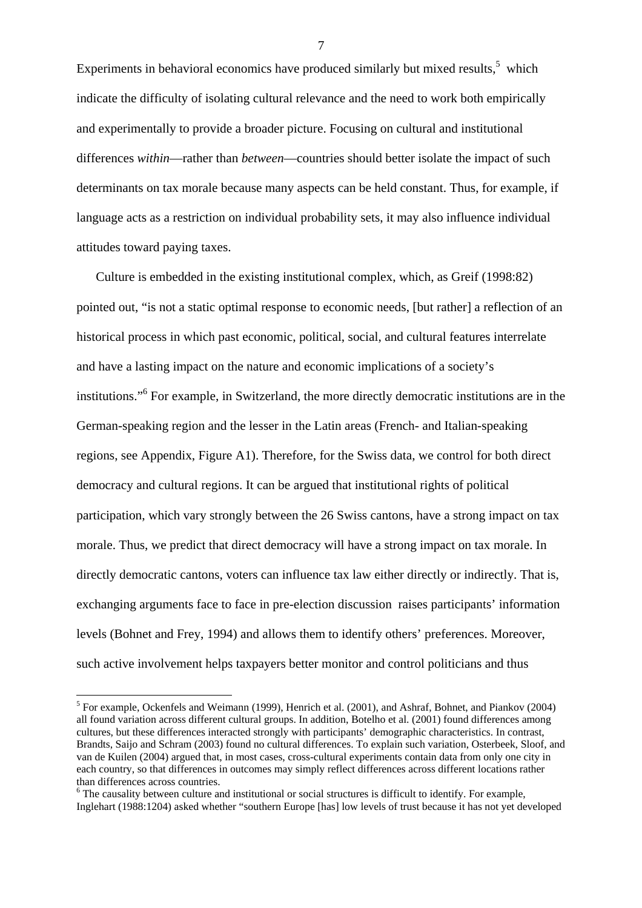Experiments in behavioral economics have produced similarly but mixed results,[5] which indicate the difficulty of isolating cultural relevance and the need to work both empirically and experimentally to provide a broader picture. Focusing on cultural and institutional differences *within*—rather than *between*—countries should better isolate the impact of such determinants on tax morale because many aspects can be held constant. Thus, for example, if language acts as a restriction on individual probability sets, it may also influence individual attitudes toward paying taxes.

Culture is embedded in the existing institutional complex, which, as Greif (1998:82) pointed out, "is not a static optimal response to economic needs, [but rather] a reflection of an historical process in which past economic, political, social, and cultural features interrelate and have a lasting impact on the nature and economic implications of a society's institutions."[6] For example, in Switzerland, the more directly democratic institutions are in the German-speaking region and the lesser in the Latin areas (French- and Italian-speaking regions, see Appendix, Figure A1). Therefore, for the Swiss data, we control for both direct democracy and cultural regions. It can be argued that institutional rights of political participation, which vary strongly between the 26 Swiss cantons, have a strong impact on tax morale. Thus, we predict that direct democracy will have a strong impact on tax morale. In directly democratic cantons, voters can influence tax law either directly or indirectly. That is, exchanging arguments face to face in pre-election discussion raises participants' information levels (Bohnet and Frey, 1994) and allows them to identify others' preferences. Moreover, such active involvement helps taxpayers better monitor and control politicians and thus

[5] For example, Ockenfels and Weimann (1999), Henrich et al. (2001), and Ashraf, Bohnet, and Piankov (2004) all found variation across different cultural groups. In addition, Botelho et al. (2001) found differences among cultures, but these differences interacted strongly with participants' demographic characteristics. In contrast, Brandts, Saijo and Schram (2003) found no cultural differences. To explain such variation, Osterbeek, Sloof, and van de Kuilen (2004) argued that, in most cases, cross-cultural experiments contain data from only one city in each country, so that differences in outcomes may simply reflect differences across different locations rather than differences across countries.

[6] The causality between culture and institutional or social structures is difficult to identify. For example, Inglehart (1988:1204) asked whether "southern Europe [has] low levels of trust because it has not yet developed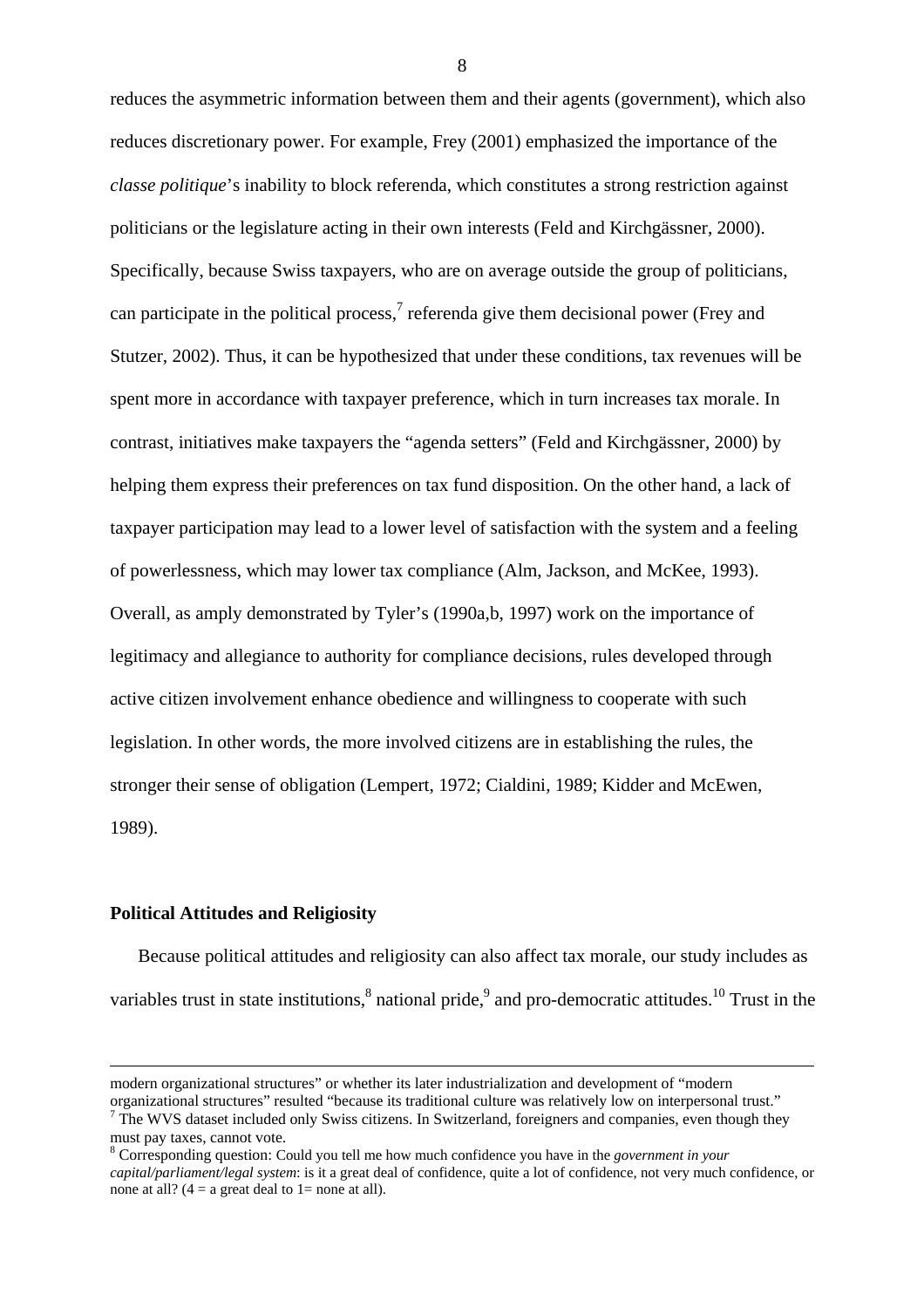reduces the asymmetric information between them and their agents (government), which also reduces discretionary power. For example, Frey (2001) emphasized the importance of the *classe politique*'s inability to block referenda, which constitutes a strong restriction against politicians or the legislature acting in their own interests (Feld and Kirchgässner, 2000). Specifically, because Swiss taxpayers, who are on average outside the group of politicians, can participate in the political process,[7] referenda give them decisional power (Frey and Stutzer, 2002). Thus, it can be hypothesized that under these conditions, tax revenues will be spent more in accordance with taxpayer preference, which in turn increases tax morale. In contrast, initiatives make taxpayers the "agenda setters" (Feld and Kirchgässner, 2000) by helping them express their preferences on tax fund disposition. On the other hand, a lack of taxpayer participation may lead to a lower level of satisfaction with the system and a feeling of powerlessness, which may lower tax compliance (Alm, Jackson, and McKee, 1993). Overall, as amply demonstrated by Tyler's (1990a,b, 1997) work on the importance of legitimacy and allegiance to authority for compliance decisions, rules developed through active citizen involvement enhance obedience and willingness to cooperate with such legislation. In other words, the more involved citizens are in establishing the rules, the stronger their sense of obligation (Lempert, 1972; Cialdini, 1989; Kidder and McEwen, 1989).

### Political Attitudes and Religiosity

Because political attitudes and religiosity can also affect tax morale, our study includes as variables trust in state institutions,[8] national pride,[9] and pro-democratic attitudes.[10] Trust in the

---

modern organizational structures" or whether its later industrialization and development of "modern organizational structures" resulted "because its traditional culture was relatively low on interpersonal trust."

[7] The WVS dataset included only Swiss citizens. In Switzerland, foreigners and companies, even though they must pay taxes, cannot vote.

[8] Corresponding question: Could you tell me how much confidence you have in the *government in your capital/parliament/legal system*: is it a great deal of confidence, quite a lot of confidence, not very much confidence, or none at all? (4 = a great deal to 1= none at all).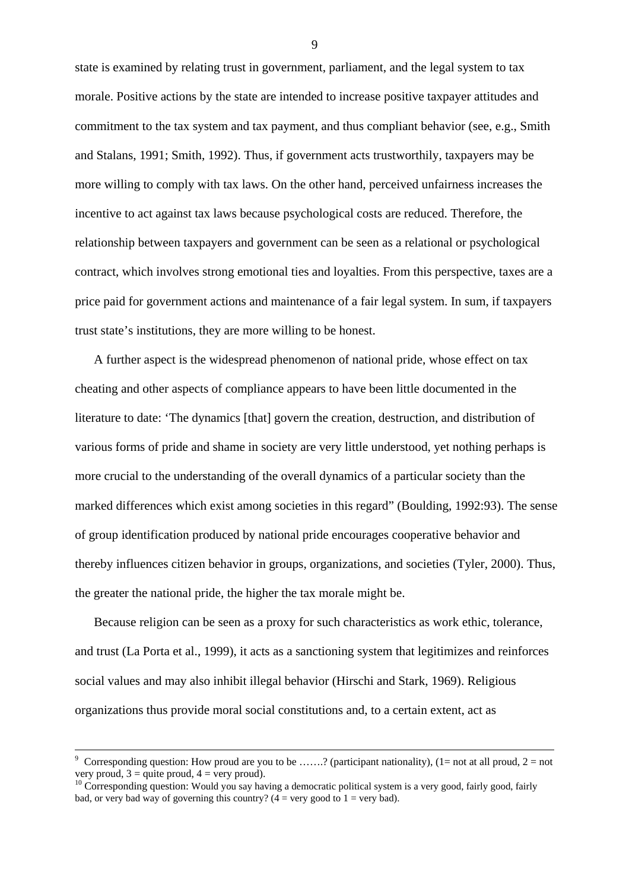state is examined by relating trust in government, parliament, and the legal system to tax morale. Positive actions by the state are intended to increase positive taxpayer attitudes and commitment to the tax system and tax payment, and thus compliant behavior (see, e.g., Smith and Stalans, 1991; Smith, 1992). Thus, if government acts trustworthily, taxpayers may be more willing to comply with tax laws. On the other hand, perceived unfairness increases the incentive to act against tax laws because psychological costs are reduced. Therefore, the relationship between taxpayers and government can be seen as a relational or psychological contract, which involves strong emotional ties and loyalties. From this perspective, taxes are a price paid for government actions and maintenance of a fair legal system. In sum, if taxpayers trust state's institutions, they are more willing to be honest.

A further aspect is the widespread phenomenon of national pride, whose effect on tax cheating and other aspects of compliance appears to have been little documented in the literature to date: 'The dynamics [that] govern the creation, destruction, and distribution of various forms of pride and shame in society are very little understood, yet nothing perhaps is more crucial to the understanding of the overall dynamics of a particular society than the marked differences which exist among societies in this regard" (Boulding, 1992:93). The sense of group identification produced by national pride encourages cooperative behavior and thereby influences citizen behavior in groups, organizations, and societies (Tyler, 2000). Thus, the greater the national pride, the higher the tax morale might be.

Because religion can be seen as a proxy for such characteristics as work ethic, tolerance, and trust (La Porta et al., 1999), it acts as a sanctioning system that legitimizes and reinforces social values and may also inhibit illegal behavior (Hirschi and Stark, 1969). Religious organizations thus provide moral social constitutions and, to a certain extent, act as

---

[9] Corresponding question: How proud are you to be …….? (participant nationality), (1= not at all proud, 2 = not very proud, 3 = quite proud, 4 = very proud).

[10] Corresponding question: Would you say having a democratic political system is a very good, fairly good, fairly bad, or very bad way of governing this country? (4 = very good to 1 = very bad).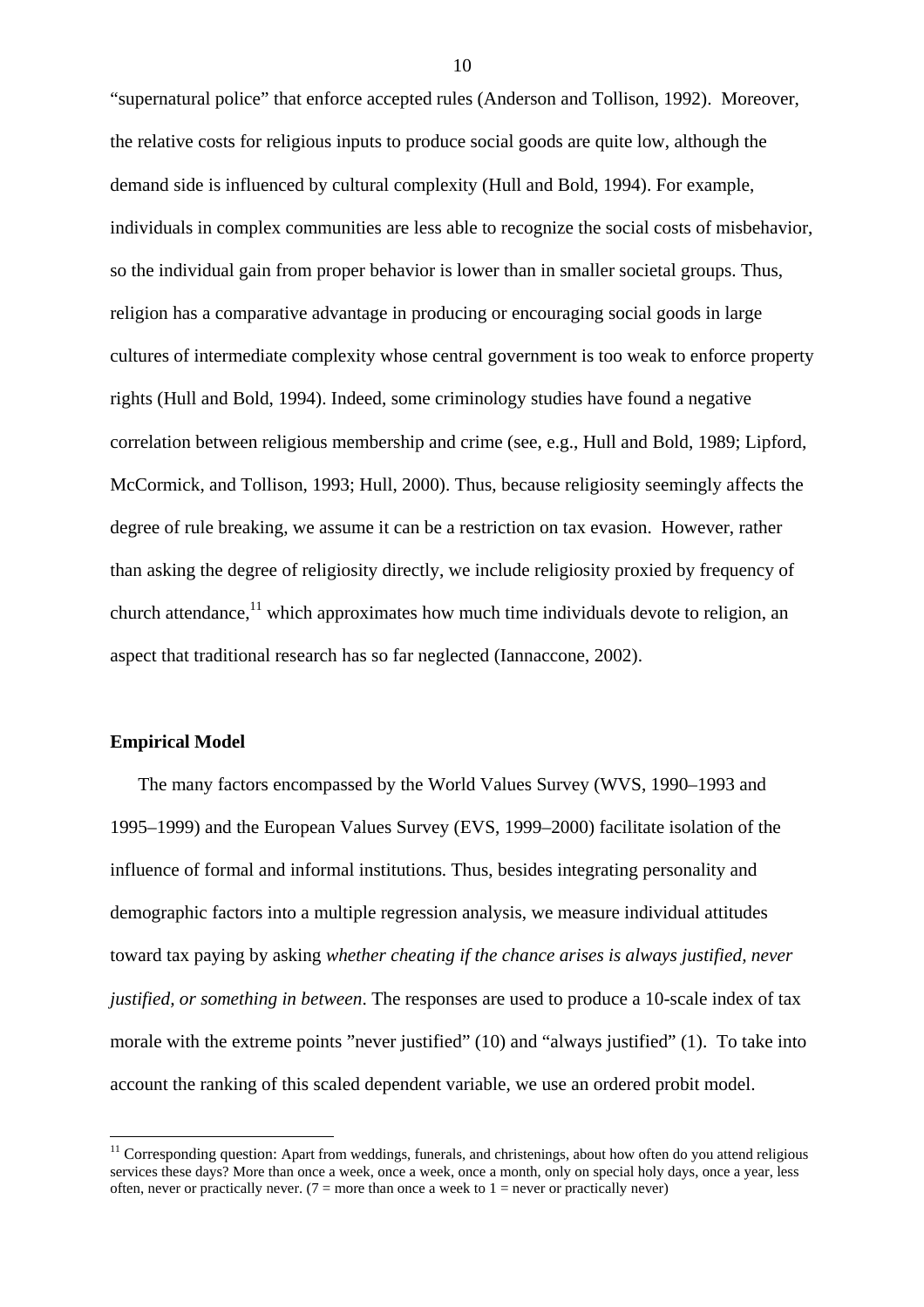"supernatural police" that enforce accepted rules (Anderson and Tollison, 1992). Moreover, the relative costs for religious inputs to produce social goods are quite low, although the demand side is influenced by cultural complexity (Hull and Bold, 1994). For example, individuals in complex communities are less able to recognize the social costs of misbehavior, so the individual gain from proper behavior is lower than in smaller societal groups. Thus, religion has a comparative advantage in producing or encouraging social goods in large cultures of intermediate complexity whose central government is too weak to enforce property rights (Hull and Bold, 1994). Indeed, some criminology studies have found a negative correlation between religious membership and crime (see, e.g., Hull and Bold, 1989; Lipford, McCormick, and Tollison, 1993; Hull, 2000). Thus, because religiosity seemingly affects the degree of rule breaking, we assume it can be a restriction on tax evasion. However, rather than asking the degree of religiosity directly, we include religiosity proxied by frequency of church attendance,[11] which approximates how much time individuals devote to religion, an aspect that traditional research has so far neglected (Iannaccone, 2002).

**Empirical Model**

The many factors encompassed by the World Values Survey (WVS, 1990–1993 and 1995–1999) and the European Values Survey (EVS, 1999–2000) facilitate isolation of the influence of formal and informal institutions. Thus, besides integrating personality and demographic factors into a multiple regression analysis, we measure individual attitudes toward tax paying by asking *whether cheating if the chance arises is always justified, never justified, or something in between*. The responses are used to produce a 10-scale index of tax morale with the extreme points "never justified" (10) and "always justified" (1). To take into account the ranking of this scaled dependent variable, we use an ordered probit model.

[11] Corresponding question: Apart from weddings, funerals, and christenings, about how often do you attend religious services these days? More than once a week, once a week, once a month, only on special holy days, once a year, less often, never or practically never. (7 = more than once a week to 1 = never or practically never)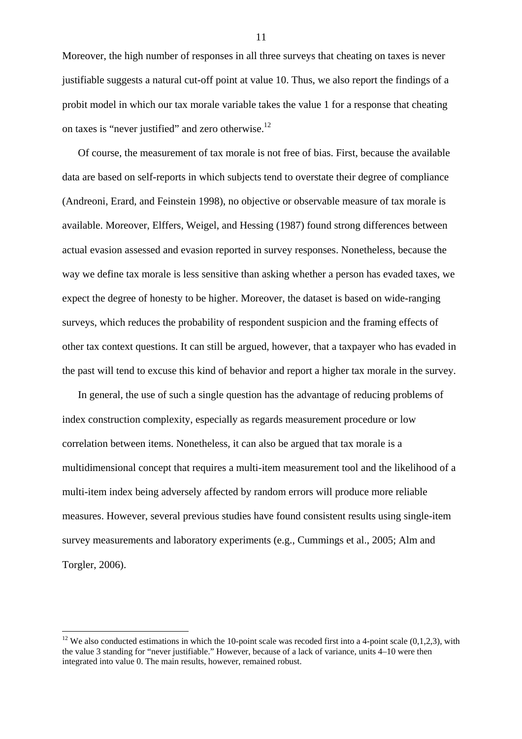Moreover, the high number of responses in all three surveys that cheating on taxes is never justifiable suggests a natural cut-off point at value 10. Thus, we also report the findings of a probit model in which our tax morale variable takes the value 1 for a response that cheating on taxes is "never justified" and zero otherwise.[12]

Of course, the measurement of tax morale is not free of bias. First, because the available data are based on self-reports in which subjects tend to overstate their degree of compliance (Andreoni, Erard, and Feinstein 1998), no objective or observable measure of tax morale is available. Moreover, Elffers, Weigel, and Hessing (1987) found strong differences between actual evasion assessed and evasion reported in survey responses. Nonetheless, because the way we define tax morale is less sensitive than asking whether a person has evaded taxes, we expect the degree of honesty to be higher. Moreover, the dataset is based on wide-ranging surveys, which reduces the probability of respondent suspicion and the framing effects of other tax context questions. It can still be argued, however, that a taxpayer who has evaded in the past will tend to excuse this kind of behavior and report a higher tax morale in the survey.

In general, the use of such a single question has the advantage of reducing problems of index construction complexity, especially as regards measurement procedure or low correlation between items. Nonetheless, it can also be argued that tax morale is a multidimensional concept that requires a multi-item measurement tool and the likelihood of a multi-item index being adversely affected by random errors will produce more reliable measures. However, several previous studies have found consistent results using single-item survey measurements and laboratory experiments (e.g., Cummings et al., 2005; Alm and Torgler, 2006).

---

[12] We also conducted estimations in which the 10-point scale was recoded first into a 4-point scale (0,1,2,3), with the value 3 standing for "never justifiable." However, because of a lack of variance, units 4–10 were then integrated into value 0. The main results, however, remained robust.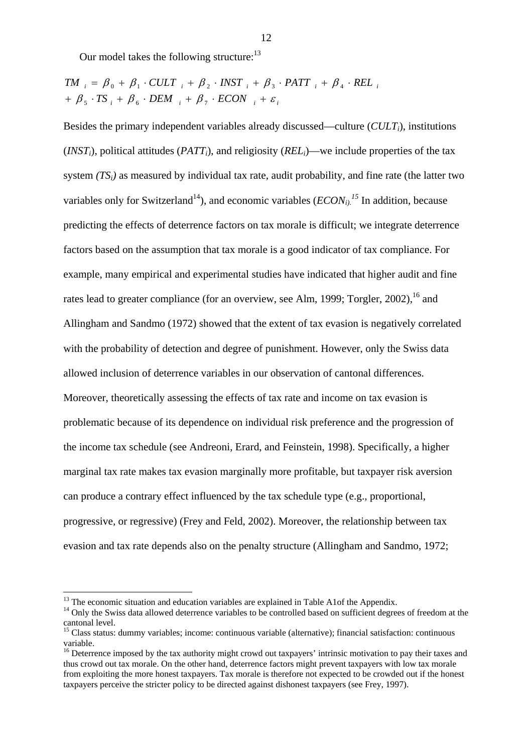Our model takes the following structure:[13]

$$TM_i = \beta_0 + \beta_1 \cdot CULT_i + \beta_2 \cdot INST_i + \beta_3 \cdot PATT_i + \beta_4 \cdot REL_i + \beta_5 \cdot TS_i + \beta_6 \cdot DEM_i + \beta_7 \cdot ECON_i + \varepsilon_i$$

Besides the primary independent variables already discussed—culture ($CULT_i$), institutions ($INST_i$), political attitudes ($PATT_i$), and religiosity ($REL_i$)—we include properties of the tax system *($TS_i$)* as measured by individual tax rate, audit probability, and fine rate (the latter two variables only for Switzerland[14]), and economic variables ($ECON_i$).[15] In addition, because predicting the effects of deterrence factors on tax morale is difficult; we integrate deterrence factors based on the assumption that tax morale is a good indicator of tax compliance. For example, many empirical and experimental studies have indicated that higher audit and fine rates lead to greater compliance (for an overview, see Alm, 1999; Torgler, 2002),[16] and Allingham and Sandmo (1972) showed that the extent of tax evasion is negatively correlated with the probability of detection and degree of punishment. However, only the Swiss data allowed inclusion of deterrence variables in our observation of cantonal differences. Moreover, theoretically assessing the effects of tax rate and income on tax evasion is problematic because of its dependence on individual risk preference and the progression of the income tax schedule (see Andreoni, Erard, and Feinstein, 1998). Specifically, a higher marginal tax rate makes tax evasion marginally more profitable, but taxpayer risk aversion can produce a contrary effect influenced by the tax schedule type (e.g., proportional, progressive, or regressive) (Frey and Feld, 2002). Moreover, the relationship between tax evasion and tax rate depends also on the penalty structure (Allingham and Sandmo, 1972;

---

[13] The economic situation and education variables are explained in Table A1of the Appendix.

[14] Only the Swiss data allowed deterrence variables to be controlled based on sufficient degrees of freedom at the cantonal level.

[15] Class status: dummy variables; income: continuous variable (alternative); financial satisfaction: continuous variable.

[16] Deterrence imposed by the tax authority might crowd out taxpayers' intrinsic motivation to pay their taxes and thus crowd out tax morale. On the other hand, deterrence factors might prevent taxpayers with low tax morale from exploiting the more honest taxpayers. Tax morale is therefore not expected to be crowded out if the honest taxpayers perceive the stricter policy to be directed against dishonest taxpayers (see Frey, 1997).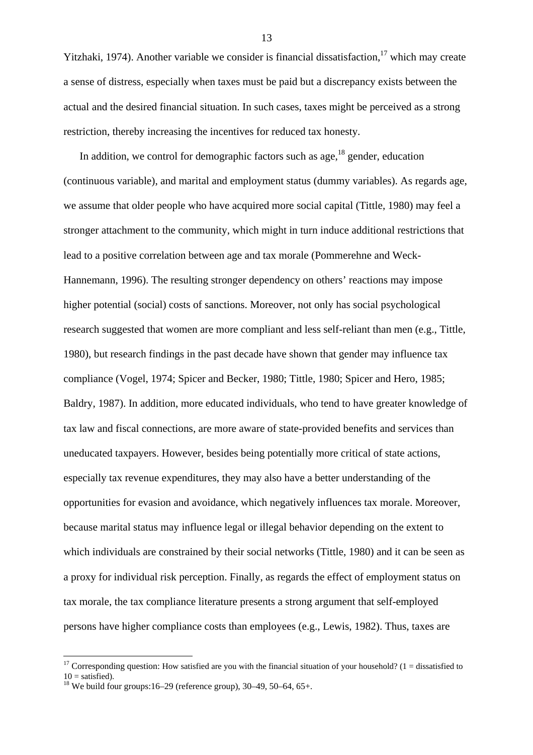Yitzhaki, 1974). Another variable we consider is financial dissatisfaction,[17] which may create a sense of distress, especially when taxes must be paid but a discrepancy exists between the actual and the desired financial situation. In such cases, taxes might be perceived as a strong restriction, thereby increasing the incentives for reduced tax honesty.

In addition, we control for demographic factors such as age,[18] gender, education (continuous variable), and marital and employment status (dummy variables). As regards age, we assume that older people who have acquired more social capital (Tittle, 1980) may feel a stronger attachment to the community, which might in turn induce additional restrictions that lead to a positive correlation between age and tax morale (Pommerehne and Weck-Hannemann, 1996). The resulting stronger dependency on others' reactions may impose higher potential (social) costs of sanctions. Moreover, not only has social psychological research suggested that women are more compliant and less self-reliant than men (e.g., Tittle, 1980), but research findings in the past decade have shown that gender may influence tax compliance (Vogel, 1974; Spicer and Becker, 1980; Tittle, 1980; Spicer and Hero, 1985; Baldry, 1987). In addition, more educated individuals, who tend to have greater knowledge of tax law and fiscal connections, are more aware of state-provided benefits and services than uneducated taxpayers. However, besides being potentially more critical of state actions, especially tax revenue expenditures, they may also have a better understanding of the opportunities for evasion and avoidance, which negatively influences tax morale. Moreover, because marital status may influence legal or illegal behavior depending on the extent to which individuals are constrained by their social networks (Tittle, 1980) and it can be seen as a proxy for individual risk perception. Finally, as regards the effect of employment status on tax morale, the tax compliance literature presents a strong argument that self-employed persons have higher compliance costs than employees (e.g., Lewis, 1982). Thus, taxes are

[17] Corresponding question: How satisfied are you with the financial situation of your household? (1 = dissatisfied to 10 = satisfied).

[18] We build four groups:16–29 (reference group), 30–49, 50–64, 65+.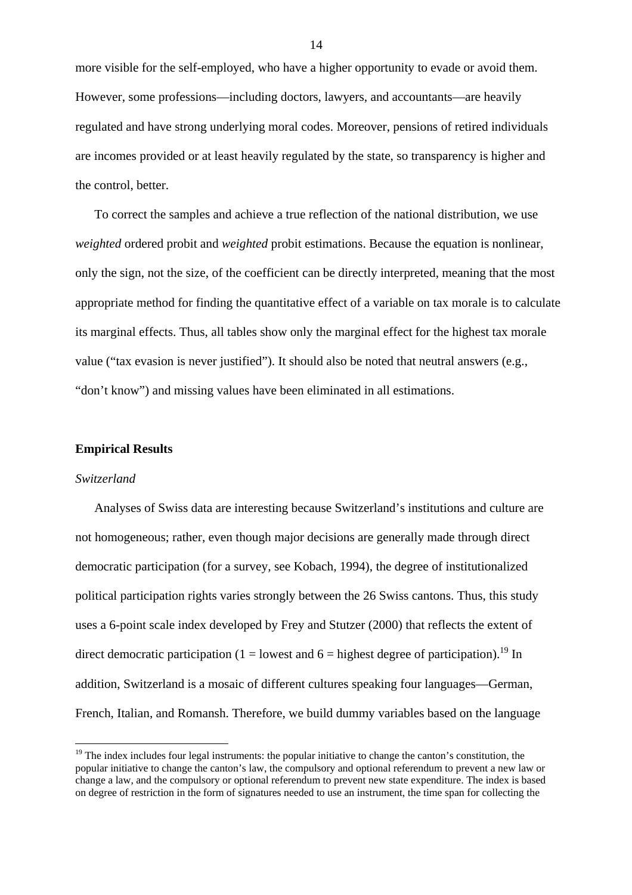more visible for the self-employed, who have a higher opportunity to evade or avoid them. However, some professions—including doctors, lawyers, and accountants—are heavily regulated and have strong underlying moral codes. Moreover, pensions of retired individuals are incomes provided or at least heavily regulated by the state, so transparency is higher and the control, better.

To correct the samples and achieve a true reflection of the national distribution, we use *weighted* ordered probit and *weighted* probit estimations. Because the equation is nonlinear, only the sign, not the size, of the coefficient can be directly interpreted, meaning that the most appropriate method for finding the quantitative effect of a variable on tax morale is to calculate its marginal effects. Thus, all tables show only the marginal effect for the highest tax morale value ("tax evasion is never justified"). It should also be noted that neutral answers (e.g., "don't know") and missing values have been eliminated in all estimations.

## Empirical Results

### *Switzerland*

Analyses of Swiss data are interesting because Switzerland's institutions and culture are not homogeneous; rather, even though major decisions are generally made through direct democratic participation (for a survey, see Kobach, 1994), the degree of institutionalized political participation rights varies strongly between the 26 Swiss cantons. Thus, this study uses a 6-point scale index developed by Frey and Stutzer (2000) that reflects the extent of direct democratic participation (1 = lowest and 6 = highest degree of participation).[19] In addition, Switzerland is a mosaic of different cultures speaking four languages—German, French, Italian, and Romansh. Therefore, we build dummy variables based on the language

[19] The index includes four legal instruments: the popular initiative to change the canton's constitution, the popular initiative to change the canton's law, the compulsory and optional referendum to prevent a new law or change a law, and the compulsory or optional referendum to prevent new state expenditure. The index is based on degree of restriction in the form of signatures needed to use an instrument, the time span for collecting the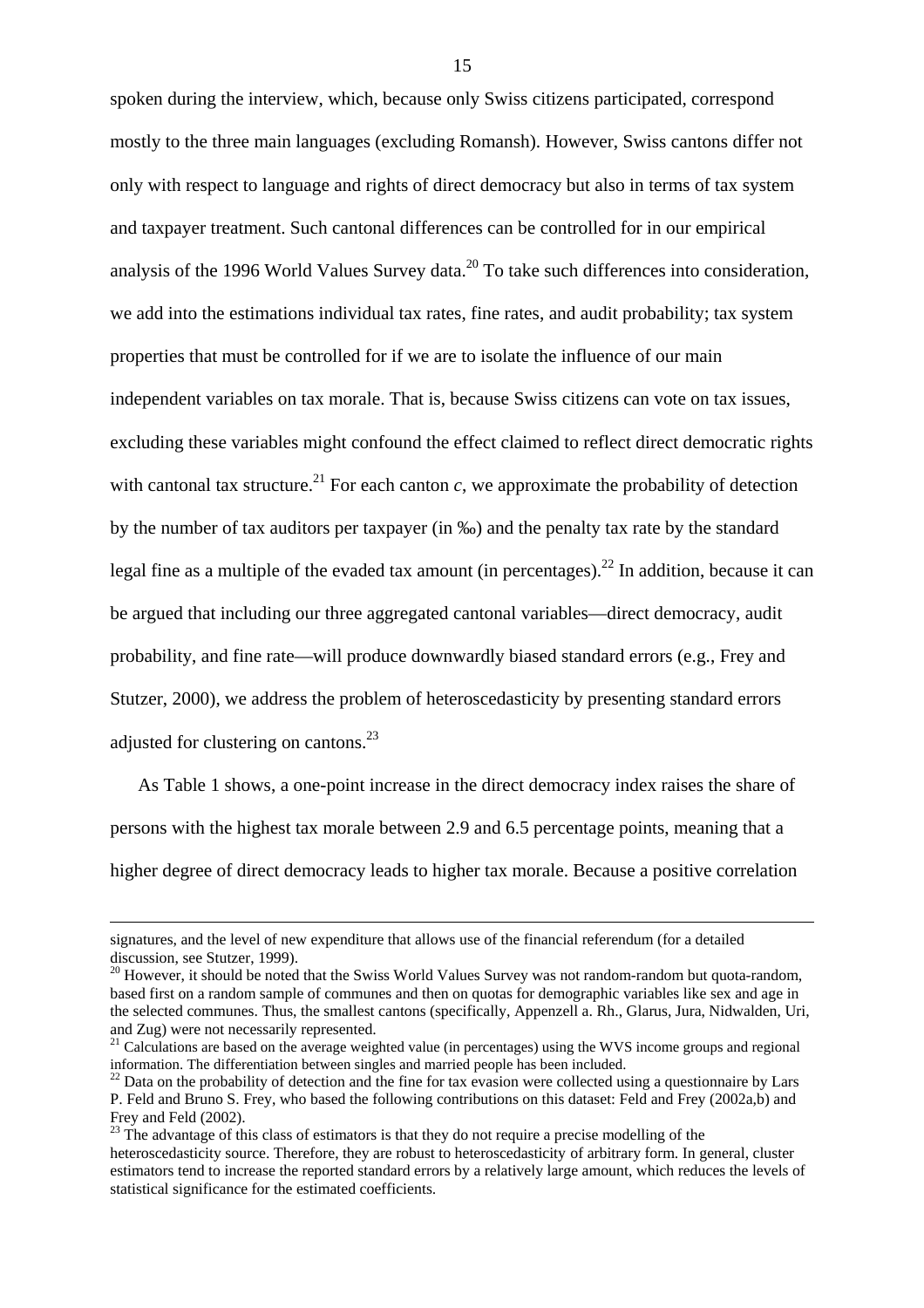spoken during the interview, which, because only Swiss citizens participated, correspond mostly to the three main languages (excluding Romansh). However, Swiss cantons differ not only with respect to language and rights of direct democracy but also in terms of tax system and taxpayer treatment. Such cantonal differences can be controlled for in our empirical analysis of the 1996 World Values Survey data.[20] To take such differences into consideration, we add into the estimations individual tax rates, fine rates, and audit probability; tax system properties that must be controlled for if we are to isolate the influence of our main independent variables on tax morale. That is, because Swiss citizens can vote on tax issues, excluding these variables might confound the effect claimed to reflect direct democratic rights with cantonal tax structure.[21] For each canton $c$, we approximate the probability of detection by the number of tax auditors per taxpayer (in ‰) and the penalty tax rate by the standard legal fine as a multiple of the evaded tax amount (in percentages).[22] In addition, because it can be argued that including our three aggregated cantonal variables—direct democracy, audit probability, and fine rate—will produce downwardly biased standard errors (e.g., Frey and Stutzer, 2000), we address the problem of heteroscedasticity by presenting standard errors adjusted for clustering on cantons.[23]

As Table 1 shows, a one-point increase in the direct democracy index raises the share of persons with the highest tax morale between 2.9 and 6.5 percentage points, meaning that a higher degree of direct democracy leads to higher tax morale. Because a positive correlation

---

signatures, and the level of new expenditure that allows use of the financial referendum (for a detailed discussion, see Stutzer, 1999).

[20] However, it should be noted that the Swiss World Values Survey was not random-random but quota-random, based first on a random sample of communes and then on quotas for demographic variables like sex and age in the selected communes. Thus, the smallest cantons (specifically, Appenzell a. Rh., Glarus, Jura, Nidwalden, Uri, and Zug) were not necessarily represented.

[21] Calculations are based on the average weighted value (in percentages) using the WVS income groups and regional information. The differentiation between singles and married people has been included.

[22] Data on the probability of detection and the fine for tax evasion were collected using a questionnaire by Lars P. Feld and Bruno S. Frey, who based the following contributions on this dataset: Feld and Frey (2002a,b) and Frey and Feld (2002).

[23] The advantage of this class of estimators is that they do not require a precise modelling of the heteroscedasticity source. Therefore, they are robust to heteroscedasticity of arbitrary form. In general, cluster estimators tend to increase the reported standard errors by a relatively large amount, which reduces the levels of statistical significance for the estimated coefficients.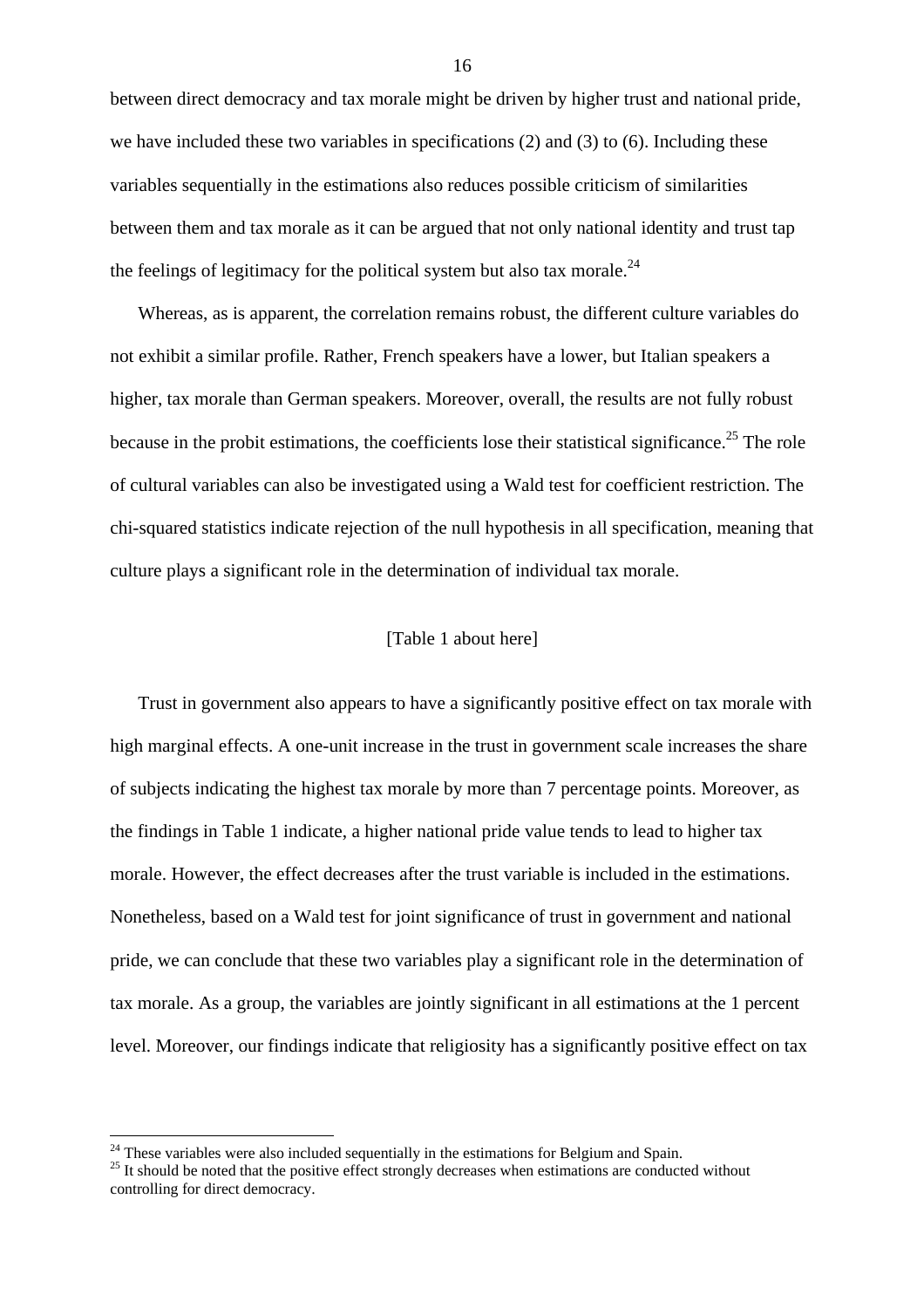between direct democracy and tax morale might be driven by higher trust and national pride, we have included these two variables in specifications (2) and (3) to (6). Including these variables sequentially in the estimations also reduces possible criticism of similarities between them and tax morale as it can be argued that not only national identity and trust tap the feelings of legitimacy for the political system but also tax morale.[24]

Whereas, as is apparent, the correlation remains robust, the different culture variables do not exhibit a similar profile. Rather, French speakers have a lower, but Italian speakers a higher, tax morale than German speakers. Moreover, overall, the results are not fully robust because in the probit estimations, the coefficients lose their statistical significance.[25] The role of cultural variables can also be investigated using a Wald test for coefficient restriction. The chi-squared statistics indicate rejection of the null hypothesis in all specification, meaning that culture plays a significant role in the determination of individual tax morale.

[Table 1 about here]

Trust in government also appears to have a significantly positive effect on tax morale with high marginal effects. A one-unit increase in the trust in government scale increases the share of subjects indicating the highest tax morale by more than 7 percentage points. Moreover, as the findings in Table 1 indicate, a higher national pride value tends to lead to higher tax morale. However, the effect decreases after the trust variable is included in the estimations. Nonetheless, based on a Wald test for joint significance of trust in government and national pride, we can conclude that these two variables play a significant role in the determination of tax morale. As a group, the variables are jointly significant in all estimations at the 1 percent level. Moreover, our findings indicate that religiosity has a significantly positive effect on tax

---

[24] These variables were also included sequentially in the estimations for Belgium and Spain.

[25] It should be noted that the positive effect strongly decreases when estimations are conducted without controlling for direct democracy.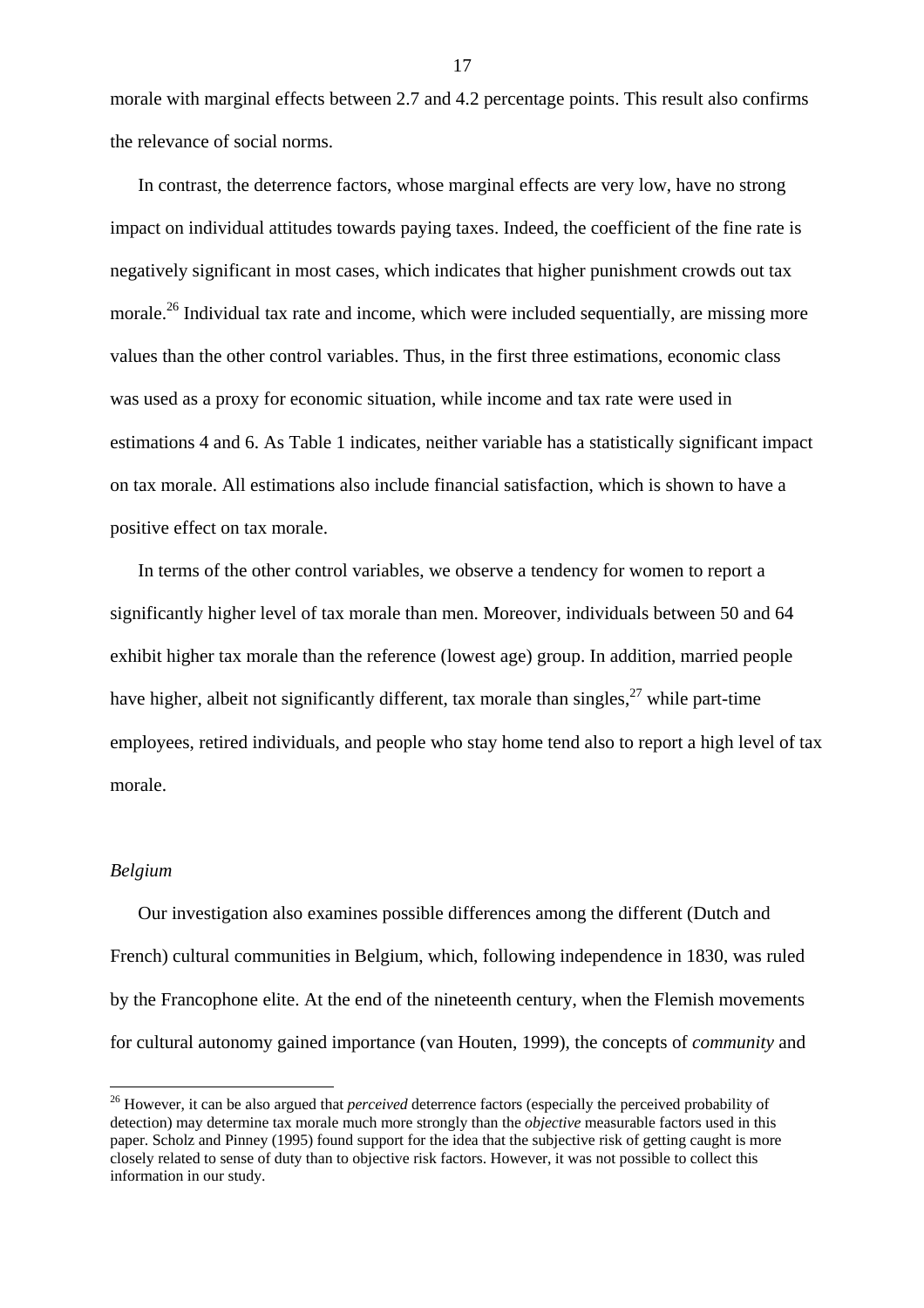morale with marginal effects between 2.7 and 4.2 percentage points. This result also confirms the relevance of social norms.

In contrast, the deterrence factors, whose marginal effects are very low, have no strong impact on individual attitudes towards paying taxes. Indeed, the coefficient of the fine rate is negatively significant in most cases, which indicates that higher punishment crowds out tax morale.[26] Individual tax rate and income, which were included sequentially, are missing more values than the other control variables. Thus, in the first three estimations, economic class was used as a proxy for economic situation, while income and tax rate were used in estimations 4 and 6. As Table 1 indicates, neither variable has a statistically significant impact on tax morale. All estimations also include financial satisfaction, which is shown to have a positive effect on tax morale.

In terms of the other control variables, we observe a tendency for women to report a significantly higher level of tax morale than men. Moreover, individuals between 50 and 64 exhibit higher tax morale than the reference (lowest age) group. In addition, married people have higher, albeit not significantly different, tax morale than singles,[27] while part-time employees, retired individuals, and people who stay home tend also to report a high level of tax morale.

*Belgium*

Our investigation also examines possible differences among the different (Dutch and French) cultural communities in Belgium, which, following independence in 1830, was ruled by the Francophone elite. At the end of the nineteenth century, when the Flemish movements for cultural autonomy gained importance (van Houten, 1999), the concepts of *community* and

---

[26] However, it can be also argued that *perceived* deterrence factors (especially the perceived probability of detection) may determine tax morale much more strongly than the *objective* measurable factors used in this paper. Scholz and Pinney (1995) found support for the idea that the subjective risk of getting caught is more closely related to sense of duty than to objective risk factors. However, it was not possible to collect this information in our study.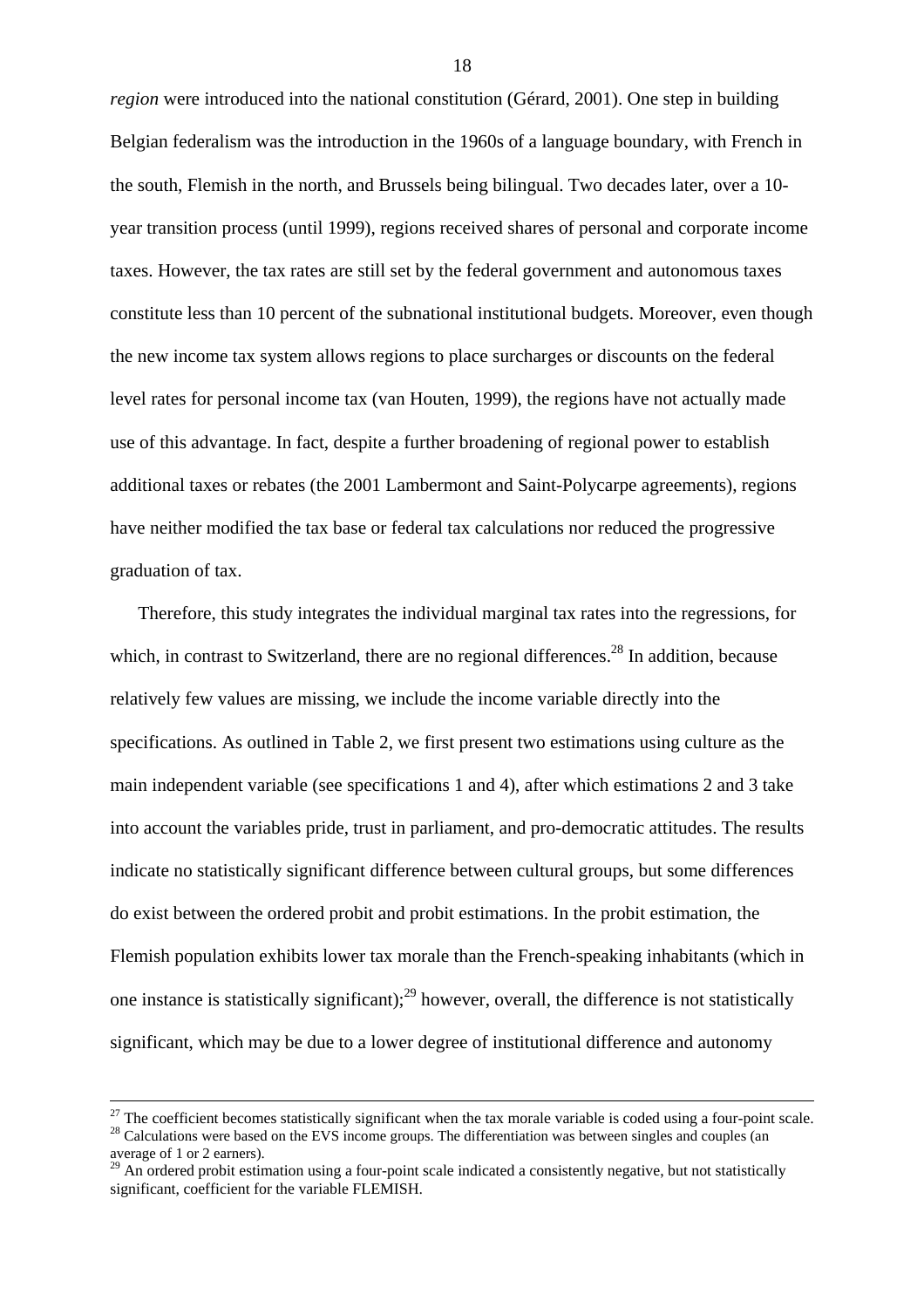*region* were introduced into the national constitution (Gérard, 2001). One step in building Belgian federalism was the introduction in the 1960s of a language boundary, with French in the south, Flemish in the north, and Brussels being bilingual. Two decades later, over a 10-year transition process (until 1999), regions received shares of personal and corporate income taxes. However, the tax rates are still set by the federal government and autonomous taxes constitute less than 10 percent of the subnational institutional budgets. Moreover, even though the new income tax system allows regions to place surcharges or discounts on the federal level rates for personal income tax (van Houten, 1999), the regions have not actually made use of this advantage. In fact, despite a further broadening of regional power to establish additional taxes or rebates (the 2001 Lambermont and Saint-Polycarpe agreements), regions have neither modified the tax base or federal tax calculations nor reduced the progressive graduation of tax.

Therefore, this study integrates the individual marginal tax rates into the regressions, for which, in contrast to Switzerland, there are no regional differences.[28] In addition, because relatively few values are missing, we include the income variable directly into the specifications. As outlined in Table 2, we first present two estimations using culture as the main independent variable (see specifications 1 and 4), after which estimations 2 and 3 take into account the variables pride, trust in parliament, and pro-democratic attitudes. The results indicate no statistically significant difference between cultural groups, but some differences do exist between the ordered probit and probit estimations. In the probit estimation, the Flemish population exhibits lower tax morale than the French-speaking inhabitants (which in one instance is statistically significant);[29] however, overall, the difference is not statistically significant, which may be due to a lower degree of institutional difference and autonomy

---

[27] The coefficient becomes statistically significant when the tax morale variable is coded using a four-point scale.

[28] Calculations were based on the EVS income groups. The differentiation was between singles and couples (an average of 1 or 2 earners).

[29] An ordered probit estimation using a four-point scale indicated a consistently negative, but not statistically significant, coefficient for the variable FLEMISH.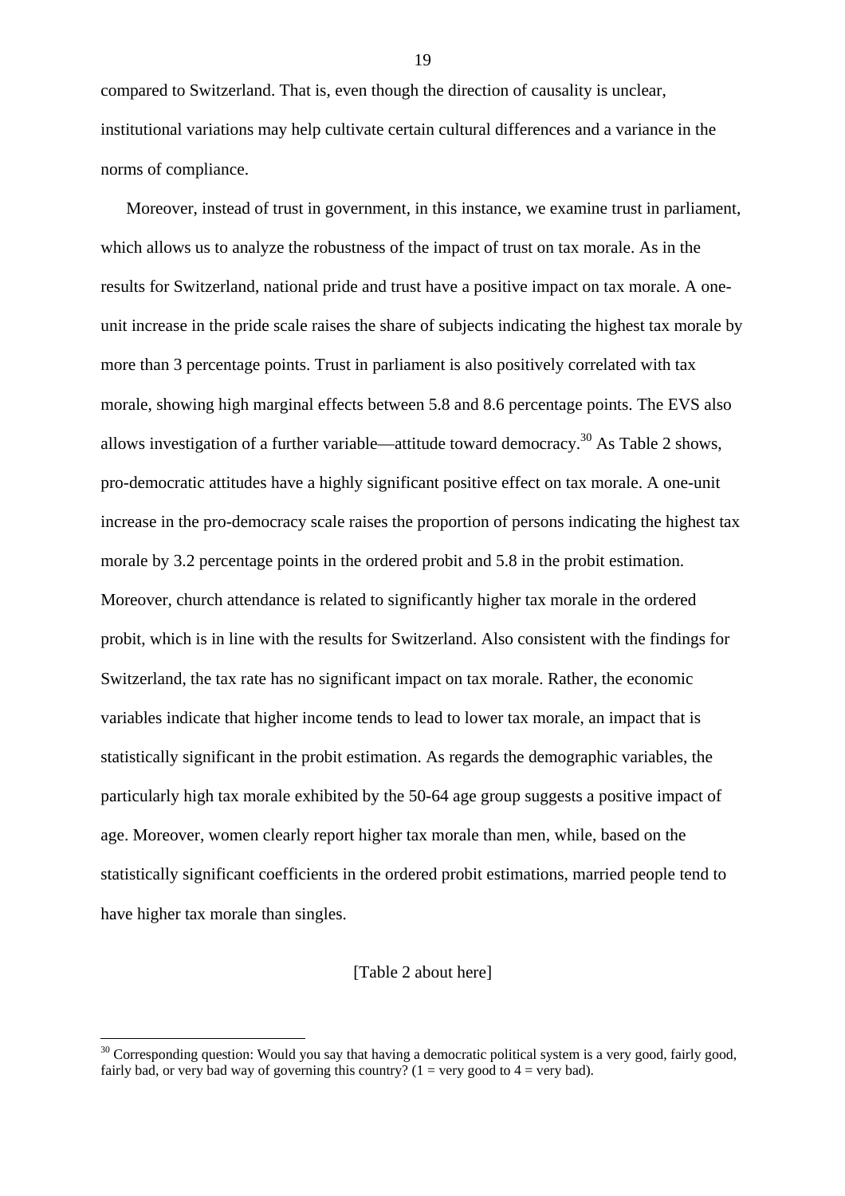compared to Switzerland. That is, even though the direction of causality is unclear, institutional variations may help cultivate certain cultural differences and a variance in the norms of compliance.

Moreover, instead of trust in government, in this instance, we examine trust in parliament, which allows us to analyze the robustness of the impact of trust on tax morale. As in the results for Switzerland, national pride and trust have a positive impact on tax morale. A one-unit increase in the pride scale raises the share of subjects indicating the highest tax morale by more than 3 percentage points. Trust in parliament is also positively correlated with tax morale, showing high marginal effects between 5.8 and 8.6 percentage points. The EVS also allows investigation of a further variable—attitude toward democracy.[30] As Table 2 shows, pro-democratic attitudes have a highly significant positive effect on tax morale. A one-unit increase in the pro-democracy scale raises the proportion of persons indicating the highest tax morale by 3.2 percentage points in the ordered probit and 5.8 in the probit estimation. Moreover, church attendance is related to significantly higher tax morale in the ordered probit, which is in line with the results for Switzerland. Also consistent with the findings for Switzerland, the tax rate has no significant impact on tax morale. Rather, the economic variables indicate that higher income tends to lead to lower tax morale, an impact that is statistically significant in the probit estimation. As regards the demographic variables, the particularly high tax morale exhibited by the 50-64 age group suggests a positive impact of age. Moreover, women clearly report higher tax morale than men, while, based on the statistically significant coefficients in the ordered probit estimations, married people tend to have higher tax morale than singles.

[Table 2 about here]

[30] Corresponding question: Would you say that having a democratic political system is a very good, fairly good, fairly bad, or very bad way of governing this country? (1 = very good to 4 = very bad).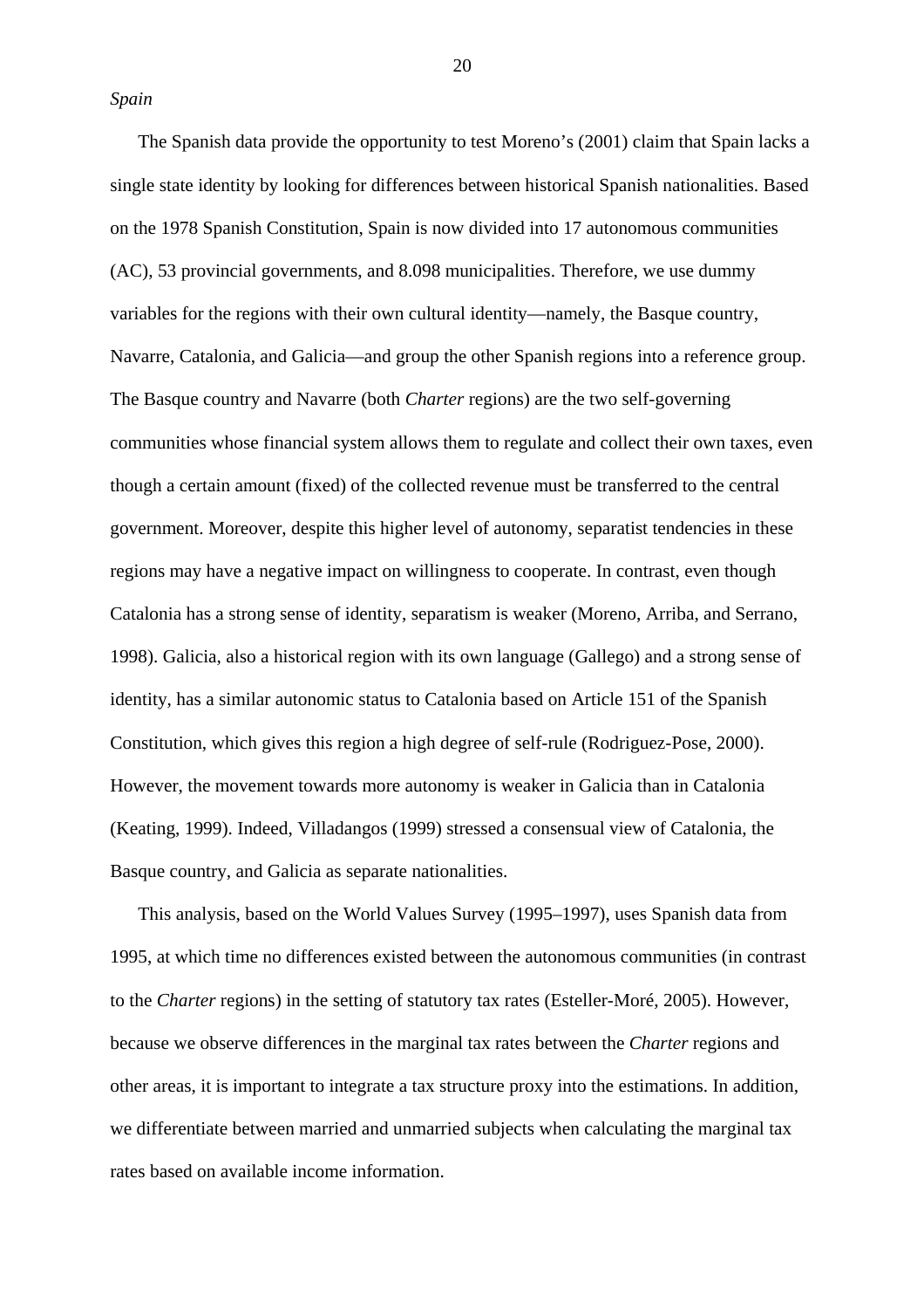*Spain*

The Spanish data provide the opportunity to test Moreno's (2001) claim that Spain lacks a single state identity by looking for differences between historical Spanish nationalities. Based on the 1978 Spanish Constitution, Spain is now divided into 17 autonomous communities (AC), 53 provincial governments, and 8.098 municipalities. Therefore, we use dummy variables for the regions with their own cultural identity—namely, the Basque country, Navarre, Catalonia, and Galicia—and group the other Spanish regions into a reference group. The Basque country and Navarre (both *Charter* regions) are the two self-governing communities whose financial system allows them to regulate and collect their own taxes, even though a certain amount (fixed) of the collected revenue must be transferred to the central government. Moreover, despite this higher level of autonomy, separatist tendencies in these regions may have a negative impact on willingness to cooperate. In contrast, even though Catalonia has a strong sense of identity, separatism is weaker (Moreno, Arriba, and Serrano, 1998). Galicia, also a historical region with its own language (Gallego) and a strong sense of identity, has a similar autonomic status to Catalonia based on Article 151 of the Spanish Constitution, which gives this region a high degree of self-rule (Rodriguez-Pose, 2000). However, the movement towards more autonomy is weaker in Galicia than in Catalonia (Keating, 1999). Indeed, Villadangos (1999) stressed a consensual view of Catalonia, the Basque country, and Galicia as separate nationalities.

This analysis, based on the World Values Survey (1995–1997), uses Spanish data from 1995, at which time no differences existed between the autonomous communities (in contrast to the *Charter* regions) in the setting of statutory tax rates (Esteller-Moré, 2005). However, because we observe differences in the marginal tax rates between the *Charter* regions and other areas, it is important to integrate a tax structure proxy into the estimations. In addition, we differentiate between married and unmarried subjects when calculating the marginal tax rates based on available income information.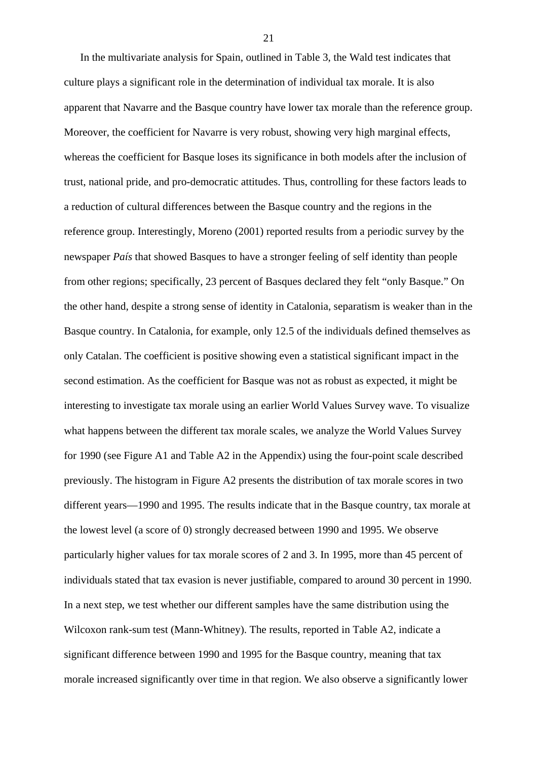In the multivariate analysis for Spain, outlined in Table 3, the Wald test indicates that culture plays a significant role in the determination of individual tax morale. It is also apparent that Navarre and the Basque country have lower tax morale than the reference group. Moreover, the coefficient for Navarre is very robust, showing very high marginal effects, whereas the coefficient for Basque loses its significance in both models after the inclusion of trust, national pride, and pro-democratic attitudes. Thus, controlling for these factors leads to a reduction of cultural differences between the Basque country and the regions in the reference group. Interestingly, Moreno (2001) reported results from a periodic survey by the newspaper *País* that showed Basques to have a stronger feeling of self identity than people from other regions; specifically, 23 percent of Basques declared they felt "only Basque." On the other hand, despite a strong sense of identity in Catalonia, separatism is weaker than in the Basque country. In Catalonia, for example, only 12.5 of the individuals defined themselves as only Catalan. The coefficient is positive showing even a statistical significant impact in the second estimation. As the coefficient for Basque was not as robust as expected, it might be interesting to investigate tax morale using an earlier World Values Survey wave. To visualize what happens between the different tax morale scales, we analyze the World Values Survey for 1990 (see Figure A1 and Table A2 in the Appendix) using the four-point scale described previously. The histogram in Figure A2 presents the distribution of tax morale scores in two different years—1990 and 1995. The results indicate that in the Basque country, tax morale at the lowest level (a score of 0) strongly decreased between 1990 and 1995. We observe particularly higher values for tax morale scores of 2 and 3. In 1995, more than 45 percent of individuals stated that tax evasion is never justifiable, compared to around 30 percent in 1990. In a next step, we test whether our different samples have the same distribution using the Wilcoxon rank-sum test (Mann-Whitney). The results, reported in Table A2, indicate a significant difference between 1990 and 1995 for the Basque country, meaning that tax morale increased significantly over time in that region. We also observe a significantly lower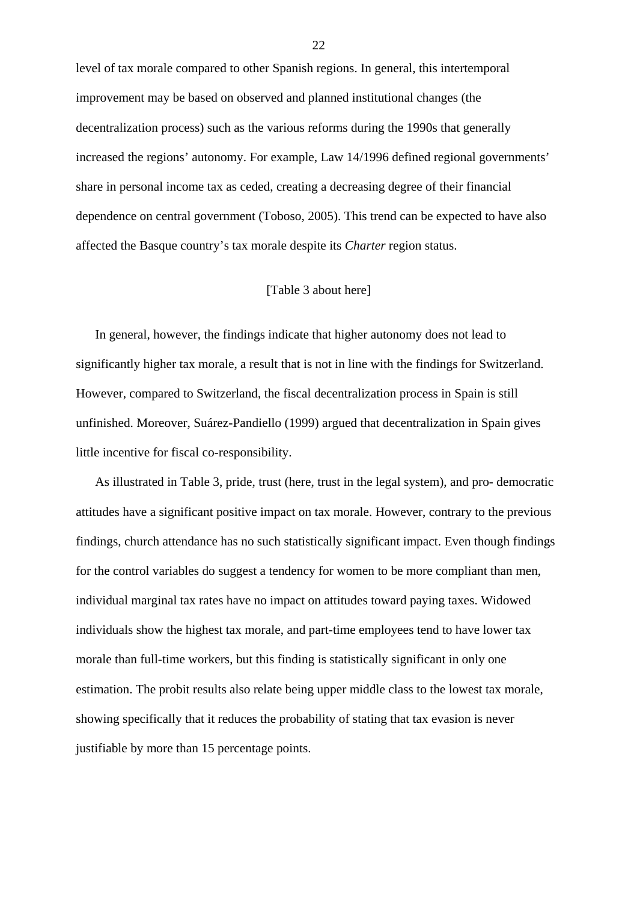level of tax morale compared to other Spanish regions. In general, this intertemporal improvement may be based on observed and planned institutional changes (the decentralization process) such as the various reforms during the 1990s that generally increased the regions' autonomy. For example, Law 14/1996 defined regional governments' share in personal income tax as ceded, creating a decreasing degree of their financial dependence on central government (Toboso, 2005). This trend can be expected to have also affected the Basque country's tax morale despite its *Charter* region status.

[Table 3 about here]

In general, however, the findings indicate that higher autonomy does not lead to significantly higher tax morale, a result that is not in line with the findings for Switzerland. However, compared to Switzerland, the fiscal decentralization process in Spain is still unfinished. Moreover, Suárez-Pandiello (1999) argued that decentralization in Spain gives little incentive for fiscal co-responsibility.

As illustrated in Table 3, pride, trust (here, trust in the legal system), and pro- democratic attitudes have a significant positive impact on tax morale. However, contrary to the previous findings, church attendance has no such statistically significant impact. Even though findings for the control variables do suggest a tendency for women to be more compliant than men, individual marginal tax rates have no impact on attitudes toward paying taxes. Widowed individuals show the highest tax morale, and part-time employees tend to have lower tax morale than full-time workers, but this finding is statistically significant in only one estimation. The probit results also relate being upper middle class to the lowest tax morale, showing specifically that it reduces the probability of stating that tax evasion is never justifiable by more than 15 percentage points.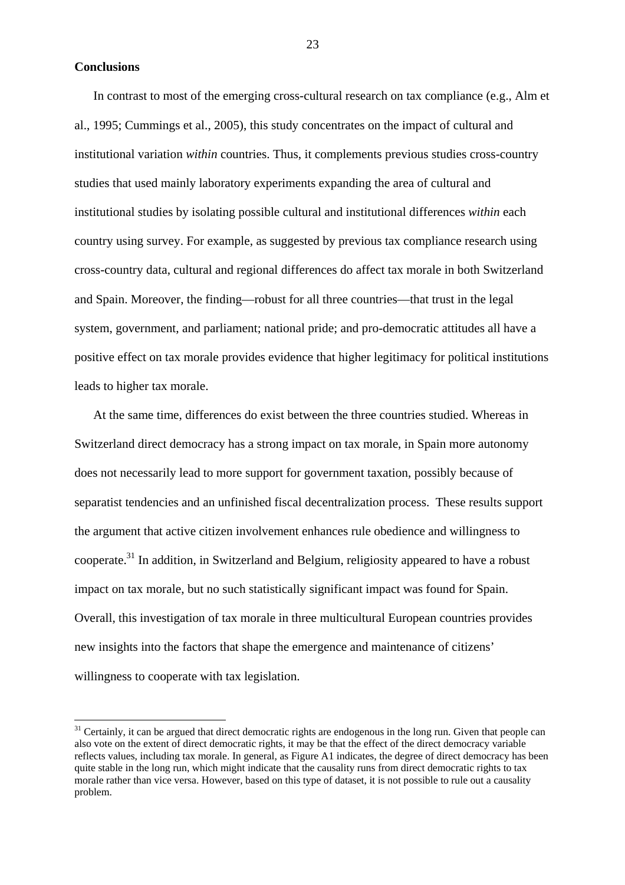**Conclusions**

In contrast to most of the emerging cross-cultural research on tax compliance (e.g., Alm et al., 1995; Cummings et al., 2005), this study concentrates on the impact of cultural and institutional variation *within* countries. Thus, it complements previous studies cross-country studies that used mainly laboratory experiments expanding the area of cultural and institutional studies by isolating possible cultural and institutional differences *within* each country using survey. For example, as suggested by previous tax compliance research using cross-country data, cultural and regional differences do affect tax morale in both Switzerland and Spain. Moreover, the finding—robust for all three countries—that trust in the legal system, government, and parliament; national pride; and pro-democratic attitudes all have a positive effect on tax morale provides evidence that higher legitimacy for political institutions leads to higher tax morale.

At the same time, differences do exist between the three countries studied. Whereas in Switzerland direct democracy has a strong impact on tax morale, in Spain more autonomy does not necessarily lead to more support for government taxation, possibly because of separatist tendencies and an unfinished fiscal decentralization process. These results support the argument that active citizen involvement enhances rule obedience and willingness to cooperate.[31] In addition, in Switzerland and Belgium, religiosity appeared to have a robust impact on tax morale, but no such statistically significant impact was found for Spain. Overall, this investigation of tax morale in three multicultural European countries provides new insights into the factors that shape the emergence and maintenance of citizens' willingness to cooperate with tax legislation.

[31] Certainly, it can be argued that direct democratic rights are endogenous in the long run. Given that people can also vote on the extent of direct democratic rights, it may be that the effect of the direct democracy variable reflects values, including tax morale. In general, as Figure A1 indicates, the degree of direct democracy has been quite stable in the long run, which might indicate that the causality runs from direct democratic rights to tax morale rather than vice versa. However, based on this type of dataset, it is not possible to rule out a causality problem.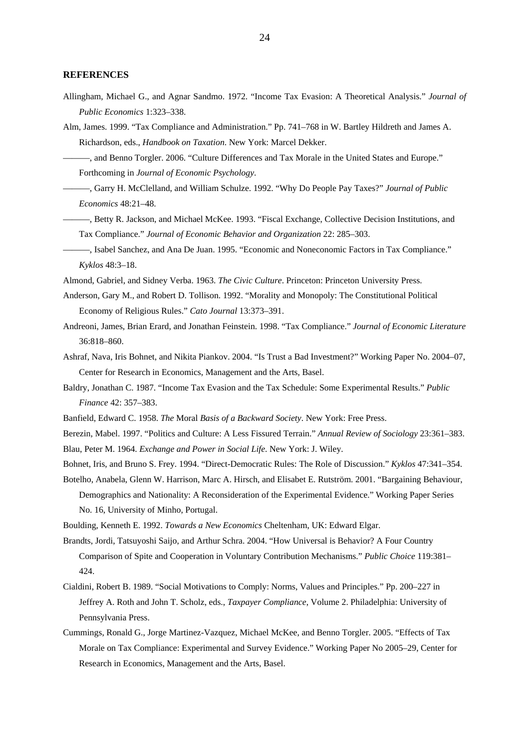**REFERENCES**

Allingham, Michael G., and Agnar Sandmo. 1972. "Income Tax Evasion: A Theoretical Analysis." *Journal of Public Economics* 1:323–338.

Alm, James. 1999. "Tax Compliance and Administration." Pp. 741–768 in W. Bartley Hildreth and James A. Richardson, eds., *Handbook on Taxation*. New York: Marcel Dekker.

———, and Benno Torgler. 2006. "Culture Differences and Tax Morale in the United States and Europe." Forthcoming in *Journal of Economic Psychology*.

———, Garry H. McClelland, and William Schulze. 1992. "Why Do People Pay Taxes?" *Journal of Public Economics* 48:21–48.

———, Betty R. Jackson, and Michael McKee. 1993. "Fiscal Exchange, Collective Decision Institutions, and Tax Compliance." *Journal of Economic Behavior and Organization* 22: 285–303.

———, Isabel Sanchez, and Ana De Juan. 1995. "Economic and Noneconomic Factors in Tax Compliance." *Kyklos* 48:3–18.

Almond, Gabriel, and Sidney Verba. 1963. *The Civic Culture*. Princeton: Princeton University Press.

Anderson, Gary M., and Robert D. Tollison. 1992. "Morality and Monopoly: The Constitutional Political Economy of Religious Rules." *Cato Journal* 13:373–391.

Andreoni, James, Brian Erard, and Jonathan Feinstein. 1998. "Tax Compliance." *Journal of Economic Literature* 36:818–860.

Ashraf, Nava, Iris Bohnet, and Nikita Piankov. 2004. "Is Trust a Bad Investment?" Working Paper No. 2004–07, Center for Research in Economics, Management and the Arts, Basel.

Baldry, Jonathan C. 1987. "Income Tax Evasion and the Tax Schedule: Some Experimental Results." *Public Finance* 42: 357–383.

Banfield, Edward C. 1958. *The* Moral *Basis of a Backward Society*. New York: Free Press.

Berezin, Mabel. 1997. "Politics and Culture: A Less Fissured Terrain." *Annual Review of Sociology* 23:361–383.

Blau, Peter M. 1964. *Exchange and Power in Social Life*. New York: J. Wiley.

Bohnet, Iris, and Bruno S. Frey. 1994. "Direct-Democratic Rules: The Role of Discussion." *Kyklos* 47:341–354.

Botelho, Anabela, Glenn W. Harrison, Marc A. Hirsch, and Elisabet E. Rutström. 2001. "Bargaining Behaviour, Demographics and Nationality: A Reconsideration of the Experimental Evidence." Working Paper Series No. 16, University of Minho, Portugal.

Boulding, Kenneth E. 1992. *Towards a New Economics* Cheltenham, UK: Edward Elgar.

Brandts, Jordi, Tatsuyoshi Saijo, and Arthur Schra. 2004. "How Universal is Behavior? A Four Country Comparison of Spite and Cooperation in Voluntary Contribution Mechanisms." *Public Choice* 119:381–424.

Cialdini, Robert B. 1989. "Social Motivations to Comply: Norms, Values and Principles." Pp. 200–227 in Jeffrey A. Roth and John T. Scholz, eds., *Taxpayer Compliance*, Volume 2. Philadelphia: University of Pennsylvania Press.

Cummings, Ronald G., Jorge Martinez-Vazquez, Michael McKee, and Benno Torgler. 2005. "Effects of Tax Morale on Tax Compliance: Experimental and Survey Evidence." Working Paper No 2005–29, Center for Research in Economics, Management and the Arts, Basel.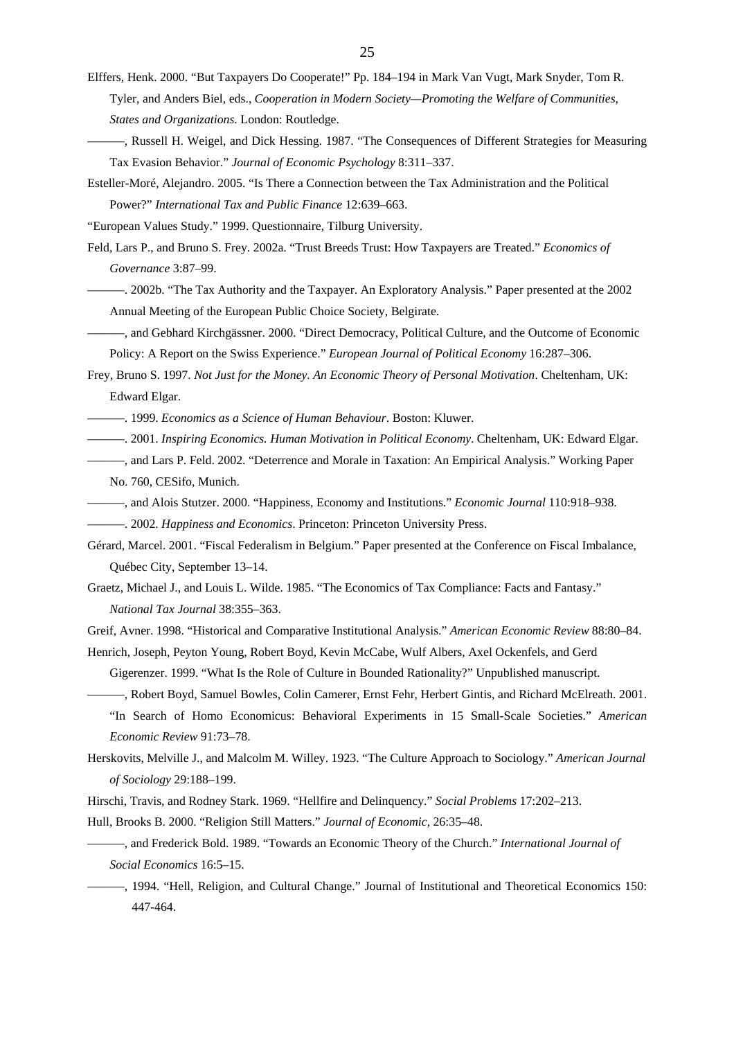Elffers, Henk. 2000. "But Taxpayers Do Cooperate!" Pp. 184–194 in Mark Van Vugt, Mark Snyder, Tom R. Tyler, and Anders Biel, eds., *Cooperation in Modern Society—Promoting the Welfare of Communities, States and Organizations.* London: Routledge.

———, Russell H. Weigel, and Dick Hessing. 1987. "The Consequences of Different Strategies for Measuring Tax Evasion Behavior." *Journal of Economic Psychology* 8:311–337.

Esteller-Moré, Alejandro. 2005. "Is There a Connection between the Tax Administration and the Political Power?" *International Tax and Public Finance* 12:639–663.

"European Values Study." 1999. Questionnaire, Tilburg University.

Feld, Lars P., and Bruno S. Frey. 2002a. "Trust Breeds Trust: How Taxpayers are Treated." *Economics of Governance* 3:87–99.

———. 2002b. "The Tax Authority and the Taxpayer. An Exploratory Analysis." Paper presented at the 2002 Annual Meeting of the European Public Choice Society, Belgirate.

———, and Gebhard Kirchgässner. 2000. "Direct Democracy, Political Culture, and the Outcome of Economic Policy: A Report on the Swiss Experience." *European Journal of Political Economy* 16:287–306.

Frey, Bruno S. 1997. *Not Just for the Money. An Economic Theory of Personal Motivation*. Cheltenham, UK: Edward Elgar.

———. 1999. *Economics as a Science of Human Behaviour*. Boston: Kluwer.

———. 2001. *Inspiring Economics. Human Motivation in Political Economy*. Cheltenham, UK: Edward Elgar.

———, and Lars P. Feld. 2002. "Deterrence and Morale in Taxation: An Empirical Analysis." Working Paper No. 760, CESifo, Munich.

———, and Alois Stutzer. 2000. "Happiness, Economy and Institutions." *Economic Journal* 110:918–938.

———. 2002. *Happiness and Economics*. Princeton: Princeton University Press.

Gérard, Marcel. 2001. "Fiscal Federalism in Belgium." Paper presented at the Conference on Fiscal Imbalance, Québec City, September 13–14.

Graetz, Michael J., and Louis L. Wilde. 1985. "The Economics of Tax Compliance: Facts and Fantasy." *National Tax Journal* 38:355–363.

Greif, Avner. 1998. "Historical and Comparative Institutional Analysis." *American Economic Review* 88:80–84.

Henrich, Joseph, Peyton Young, Robert Boyd, Kevin McCabe, Wulf Albers, Axel Ockenfels, and Gerd Gigerenzer. 1999. "What Is the Role of Culture in Bounded Rationality?" Unpublished manuscript.

———, Robert Boyd, Samuel Bowles, Colin Camerer, Ernst Fehr, Herbert Gintis, and Richard McElreath. 2001. "In Search of Homo Economicus: Behavioral Experiments in 15 Small-Scale Societies." *American Economic Review* 91:73–78.

Herskovits, Melville J., and Malcolm M. Willey. 1923. "The Culture Approach to Sociology." *American Journal of Sociology* 29:188–199.

Hirschi, Travis, and Rodney Stark. 1969. "Hellfire and Delinquency." *Social Problems* 17:202–213.

Hull, Brooks B. 2000. "Religion Still Matters." *Journal of Economic,* 26:35–48.

———, and Frederick Bold. 1989. "Towards an Economic Theory of the Church." *International Journal of Social Economics* 16:5–15.

———, 1994. "Hell, Religion, and Cultural Change." Journal of Institutional and Theoretical Economics 150: 447-464.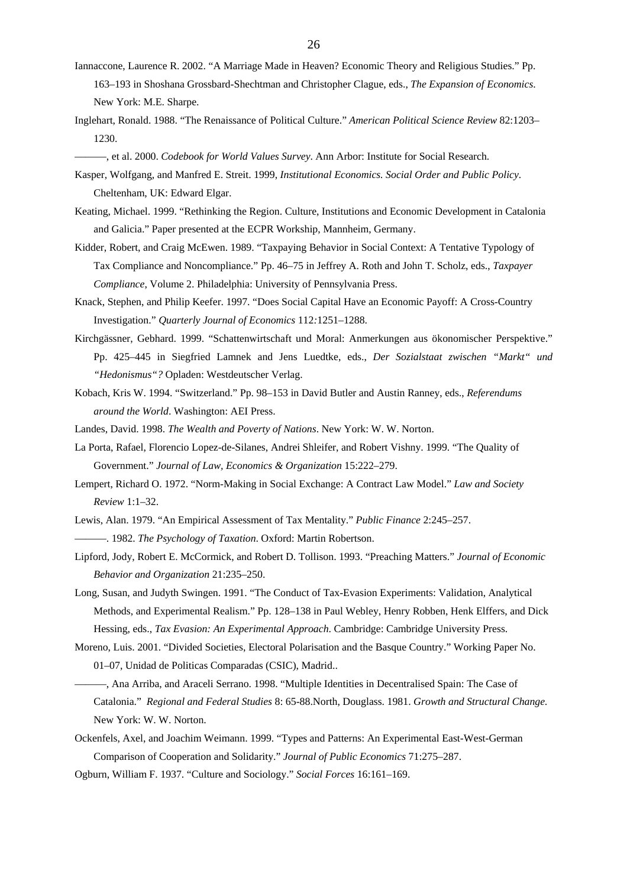Iannaccone, Laurence R. 2002. "A Marriage Made in Heaven? Economic Theory and Religious Studies." Pp. 163–193 in Shoshana Grossbard-Shechtman and Christopher Clague, eds., *The Expansion of Economics*. New York: M.E. Sharpe.

Inglehart, Ronald. 1988. "The Renaissance of Political Culture." *American Political Science Review* 82:1203–1230.

———, et al. 2000. *Codebook for World Values Survey*. Ann Arbor: Institute for Social Research.

Kasper, Wolfgang, and Manfred E. Streit. 1999, *Institutional Economics. Social Order and Public Policy*. Cheltenham, UK: Edward Elgar.

Keating, Michael. 1999. "Rethinking the Region. Culture, Institutions and Economic Development in Catalonia and Galicia." Paper presented at the ECPR Workship, Mannheim, Germany.

Kidder, Robert, and Craig McEwen. 1989. "Taxpaying Behavior in Social Context: A Tentative Typology of Tax Compliance and Noncompliance." Pp. 46–75 in Jeffrey A. Roth and John T. Scholz, eds., *Taxpayer Compliance*, Volume 2. Philadelphia: University of Pennsylvania Press.

Knack, Stephen, and Philip Keefer. 1997. "Does Social Capital Have an Economic Payoff: A Cross-Country Investigation." *Quarterly Journal of Economics* 112:1251–1288.

Kirchgässner, Gebhard. 1999. "Schattenwirtschaft und Moral: Anmerkungen aus ökonomischer Perspektive." Pp. 425–445 in Siegfried Lamnek and Jens Luedtke, eds., *Der Sozialstaat zwischen "Markt" und "Hedonismus"?* Opladen: Westdeutscher Verlag.

Kobach, Kris W. 1994. "Switzerland." Pp. 98–153 in David Butler and Austin Ranney, eds., *Referendums around the World*. Washington: AEI Press.

Landes, David. 1998. *The Wealth and Poverty of Nations*. New York: W. W. Norton.

La Porta, Rafael, Florencio Lopez-de-Silanes, Andrei Shleifer, and Robert Vishny. 1999. "The Quality of Government." *Journal of Law, Economics & Organization* 15:222–279.

Lempert, Richard O. 1972. "Norm-Making in Social Exchange: A Contract Law Model." *Law and Society Review* 1:1–32.

Lewis, Alan. 1979. "An Empirical Assessment of Tax Mentality." *Public Finance* 2:245–257.

———. 1982. *The Psychology of Taxation*. Oxford: Martin Robertson.

Lipford, Jody, Robert E. McCormick, and Robert D. Tollison. 1993. "Preaching Matters." *Journal of Economic Behavior and Organization* 21:235–250.

Long, Susan, and Judyth Swingen. 1991. "The Conduct of Tax-Evasion Experiments: Validation, Analytical Methods, and Experimental Realism." Pp. 128–138 in Paul Webley, Henry Robben, Henk Elffers, and Dick Hessing, eds., *Tax Evasion: An Experimental Approach*. Cambridge: Cambridge University Press.

Moreno, Luis. 2001. "Divided Societies, Electoral Polarisation and the Basque Country." Working Paper No. 01–07, Unidad de Politicas Comparadas (CSIC), Madrid..

———, Ana Arriba, and Araceli Serrano. 1998. "Multiple Identities in Decentralised Spain: The Case of Catalonia." *Regional and Federal Studies* 8: 65-88.North, Douglass. 1981. *Growth and Structural Change.* New York: W. W. Norton.

Ockenfels, Axel, and Joachim Weimann. 1999. "Types and Patterns: An Experimental East-West-German Comparison of Cooperation and Solidarity." *Journal of Public Economics* 71:275–287.

Ogburn, William F. 1937. "Culture and Sociology." *Social Forces* 16:161–169.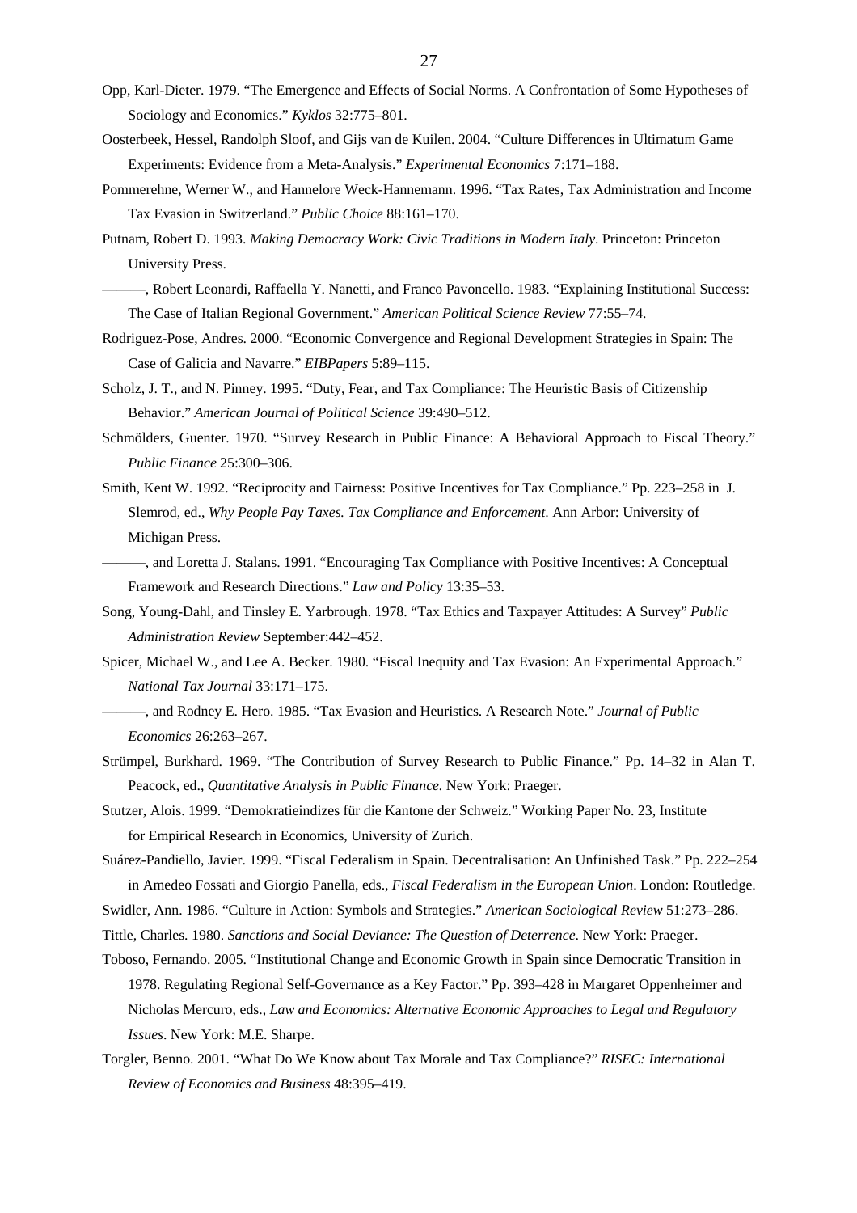Opp, Karl-Dieter. 1979. "The Emergence and Effects of Social Norms. A Confrontation of Some Hypotheses of Sociology and Economics." *Kyklos* 32:775–801.

Oosterbeek, Hessel, Randolph Sloof, and Gijs van de Kuilen. 2004. "Culture Differences in Ultimatum Game Experiments: Evidence from a Meta-Analysis." *Experimental Economics* 7:171–188.

Pommerehne, Werner W., and Hannelore Weck-Hannemann. 1996. "Tax Rates, Tax Administration and Income Tax Evasion in Switzerland." *Public Choice* 88:161–170.

Putnam, Robert D. 1993. *Making Democracy Work: Civic Traditions in Modern Italy*. Princeton: Princeton University Press.

———, Robert Leonardi, Raffaella Y. Nanetti, and Franco Pavoncello. 1983. "Explaining Institutional Success: The Case of Italian Regional Government." *American Political Science Review* 77:55–74.

Rodriguez-Pose, Andres. 2000. "Economic Convergence and Regional Development Strategies in Spain: The Case of Galicia and Navarre." *EIBPapers* 5:89–115.

Scholz, J. T., and N. Pinney. 1995. "Duty, Fear, and Tax Compliance: The Heuristic Basis of Citizenship Behavior." *American Journal of Political Science* 39:490–512.

Schmölders, Guenter. 1970. "Survey Research in Public Finance: A Behavioral Approach to Fiscal Theory." *Public Finance* 25:300–306.

Smith, Kent W. 1992. "Reciprocity and Fairness: Positive Incentives for Tax Compliance." Pp. 223–258 in J. Slemrod, ed., *Why People Pay Taxes. Tax Compliance and Enforcement*. Ann Arbor: University of Michigan Press.

———, and Loretta J. Stalans. 1991. "Encouraging Tax Compliance with Positive Incentives: A Conceptual Framework and Research Directions." *Law and Policy* 13:35–53.

Song, Young-Dahl, and Tinsley E. Yarbrough. 1978. "Tax Ethics and Taxpayer Attitudes: A Survey" *Public Administration Review* September:442–452.

Spicer, Michael W., and Lee A. Becker. 1980. "Fiscal Inequity and Tax Evasion: An Experimental Approach." *National Tax Journal* 33:171–175.

———, and Rodney E. Hero. 1985. "Tax Evasion and Heuristics. A Research Note." *Journal of Public Economics* 26:263–267.

Strümpel, Burkhard. 1969. "The Contribution of Survey Research to Public Finance." Pp. 14–32 in Alan T. Peacock, ed., *Quantitative Analysis in Public Finance.* New York: Praeger.

Stutzer, Alois. 1999. "Demokratieindizes für die Kantone der Schweiz." Working Paper No. 23, Institute for Empirical Research in Economics, University of Zurich.

Suárez-Pandiello, Javier. 1999. "Fiscal Federalism in Spain. Decentralisation: An Unfinished Task." Pp. 222–254 in Amedeo Fossati and Giorgio Panella, eds., *Fiscal Federalism in the European Union*. London: Routledge.

Swidler, Ann. 1986. "Culture in Action: Symbols and Strategies." *American Sociological Review* 51:273–286.

Tittle, Charles. 1980. *Sanctions and Social Deviance: The Question of Deterrence*. New York: Praeger.

Toboso, Fernando. 2005. "Institutional Change and Economic Growth in Spain since Democratic Transition in 1978. Regulating Regional Self-Governance as a Key Factor." Pp. 393–428 in Margaret Oppenheimer and Nicholas Mercuro, eds., *Law and Economics: Alternative Economic Approaches to Legal and Regulatory Issues*. New York: M.E. Sharpe.

Torgler, Benno. 2001. "What Do We Know about Tax Morale and Tax Compliance?" *RISEC: International Review of Economics and Business* 48:395–419.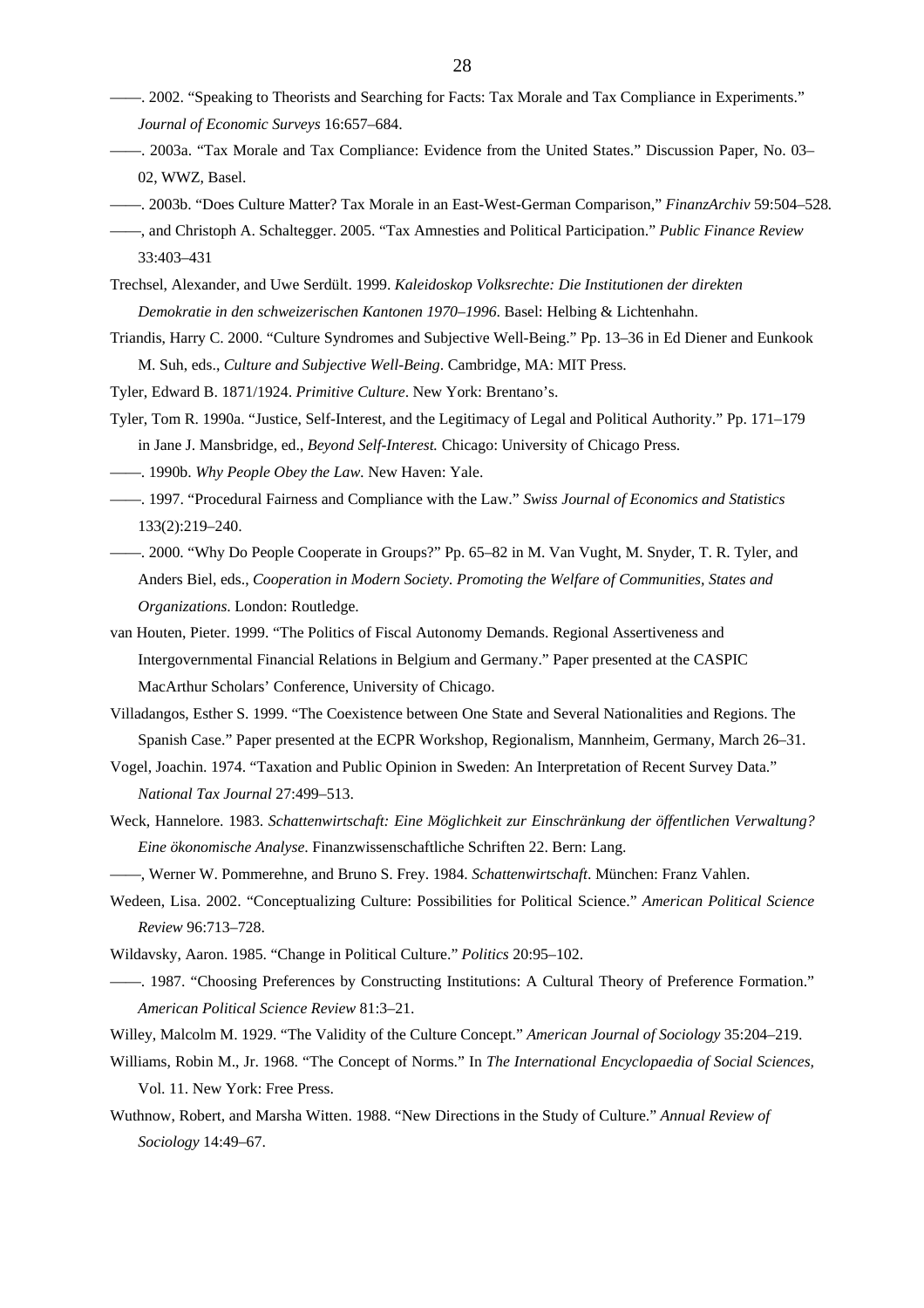——. 2002. "Speaking to Theorists and Searching for Facts: Tax Morale and Tax Compliance in Experiments." *Journal of Economic Surveys* 16:657–684.

——. 2003a. "Tax Morale and Tax Compliance: Evidence from the United States." Discussion Paper, No. 03–02, WWZ, Basel.

——. 2003b. "Does Culture Matter? Tax Morale in an East-West-German Comparison," *FinanzArchiv* 59:504–528.

——, and Christoph A. Schaltegger. 2005. "Tax Amnesties and Political Participation." *Public Finance Review* 33:403–431

Trechsel, Alexander, and Uwe Serdült. 1999. *Kaleidoskop Volksrechte: Die Institutionen der direkten Demokratie in den schweizerischen Kantonen 1970–1996*. Basel: Helbing & Lichtenhahn.

Triandis, Harry C. 2000. "Culture Syndromes and Subjective Well-Being." Pp. 13–36 in Ed Diener and Eunkook M. Suh, eds., *Culture and Subjective Well-Being*. Cambridge, MA: MIT Press.

Tyler, Edward B. 1871/1924. *Primitive Culture*. New York: Brentano's.

Tyler, Tom R. 1990a. "Justice, Self-Interest, and the Legitimacy of Legal and Political Authority." Pp. 171–179 in Jane J. Mansbridge, ed., *Beyond Self-Interest.* Chicago: University of Chicago Press.

——. 1990b. *Why People Obey the Law*. New Haven: Yale.

——. 1997. "Procedural Fairness and Compliance with the Law." *Swiss Journal of Economics and Statistics* 133(2):219–240.

——. 2000. "Why Do People Cooperate in Groups?" Pp. 65–82 in M. Van Vught, M. Snyder, T. R. Tyler, and Anders Biel, eds., *Cooperation in Modern Society. Promoting the Welfare of Communities, States and Organizations*. London: Routledge.

van Houten, Pieter. 1999. "The Politics of Fiscal Autonomy Demands. Regional Assertiveness and Intergovernmental Financial Relations in Belgium and Germany." Paper presented at the CASPIC MacArthur Scholars' Conference, University of Chicago.

Villadangos, Esther S. 1999. "The Coexistence between One State and Several Nationalities and Regions. The Spanish Case." Paper presented at the ECPR Workshop, Regionalism, Mannheim, Germany, March 26–31.

Vogel, Joachin. 1974. "Taxation and Public Opinion in Sweden: An Interpretation of Recent Survey Data." *National Tax Journal* 27:499–513.

Weck, Hannelore. 1983. *Schattenwirtschaft: Eine Möglichkeit zur Einschränkung der öffentlichen Verwaltung? Eine ökonomische Analyse*. Finanzwissenschaftliche Schriften 22. Bern: Lang.

——, Werner W. Pommerehne, and Bruno S. Frey. 1984. *Schattenwirtschaft*. München: Franz Vahlen.

Wedeen, Lisa. 2002. "Conceptualizing Culture: Possibilities for Political Science." *American Political Science Review* 96:713–728.

Wildavsky, Aaron. 1985. "Change in Political Culture." *Politics* 20:95–102.

——. 1987. "Choosing Preferences by Constructing Institutions: A Cultural Theory of Preference Formation." *American Political Science Review* 81:3–21.

Willey, Malcolm M. 1929. "The Validity of the Culture Concept." *American Journal of Sociology* 35:204–219.

Williams, Robin M., Jr. 1968. "The Concept of Norms." In *The International Encyclopaedia of Social Sciences,* Vol. 11. New York: Free Press.

Wuthnow, Robert, and Marsha Witten. 1988. "New Directions in the Study of Culture." *Annual Review of Sociology* 14:49–67.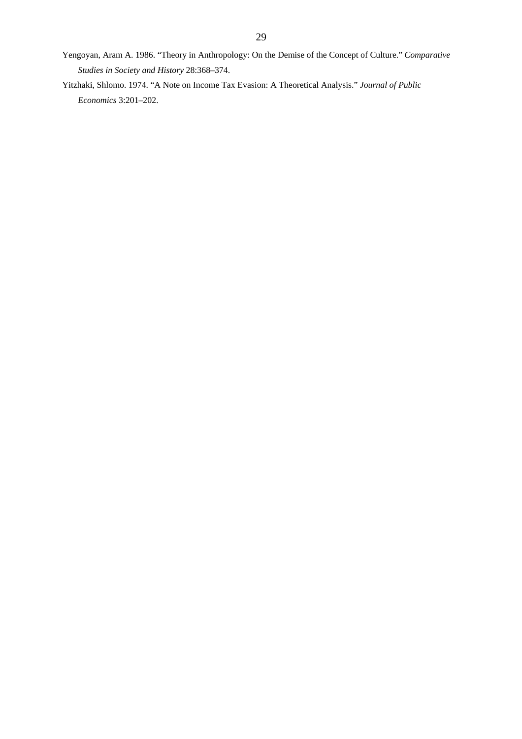Yengoyan, Aram A. 1986. "Theory in Anthropology: On the Demise of the Concept of Culture." *Comparative Studies in Society and History* 28:368–374.

Yitzhaki, Shlomo. 1974. "A Note on Income Tax Evasion: A Theoretical Analysis." *Journal of Public Economics* 3:201–202.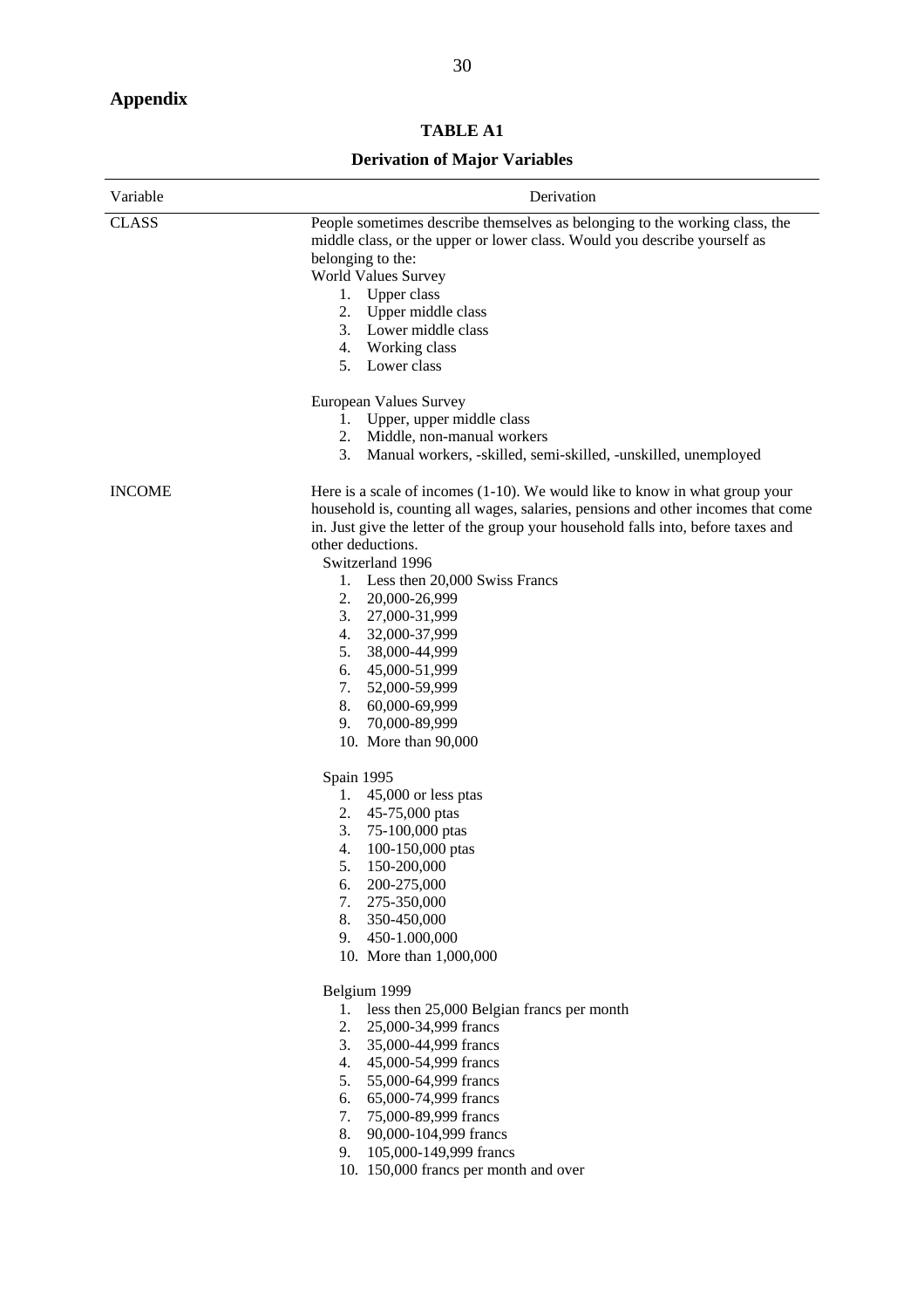## Appendix

**TABLE A1**

**Derivation of Major Variables**

| Variable | Derivation |
|---|---|
| CLASS | People sometimes describe themselves as belonging to the working class, the middle class, or the upper or lower class. Would you describe yourself as belonging to the:<br>World Values Survey<br>1. Upper class<br>2. Upper middle class<br>3. Lower middle class<br>4. Working class<br>5. Lower class<br><br>European Values Survey<br>1. Upper, upper middle class<br>2. Middle, non-manual workers<br>3. Manual workers, -skilled, semi-skilled, -unskilled, unemployed |
| INCOME | Here is a scale of incomes (1-10). We would like to know in what group your household is, counting all wages, salaries, pensions and other incomes that come in. Just give the letter of the group your household falls into, before taxes and other deductions.<br>Switzerland 1996<br>1. Less then 20,000 Swiss Francs<br>2. 20,000-26,999<br>3. 27,000-31,999<br>4. 32,000-37,999<br>5. 38,000-44,999<br>6. 45,000-51,999<br>7. 52,000-59,999<br>8. 60,000-69,999<br>9. 70,000-89,999<br>10. More than 90,000<br><br>Spain 1995<br>1. 45,000 or less ptas<br>2. 45-75,000 ptas<br>3. 75-100,000 ptas<br>4. 100-150,000 ptas<br>5. 150-200,000<br>6. 200-275,000<br>7. 275-350,000<br>8. 350-450,000<br>9. 450-1.000,000<br>10. More than 1,000,000<br><br>Belgium 1999<br>1. less then 25,000 Belgian francs per month<br>2. 25,000-34,999 francs<br>3. 35,000-44,999 francs<br>4. 45,000-54,999 francs<br>5. 55,000-64,999 francs<br>6. 65,000-74,999 francs<br>7. 75,000-89,999 francs<br>8. 90,000-104,999 francs<br>9. 105,000-149,999 francs<br>10. 150,000 francs per month and over |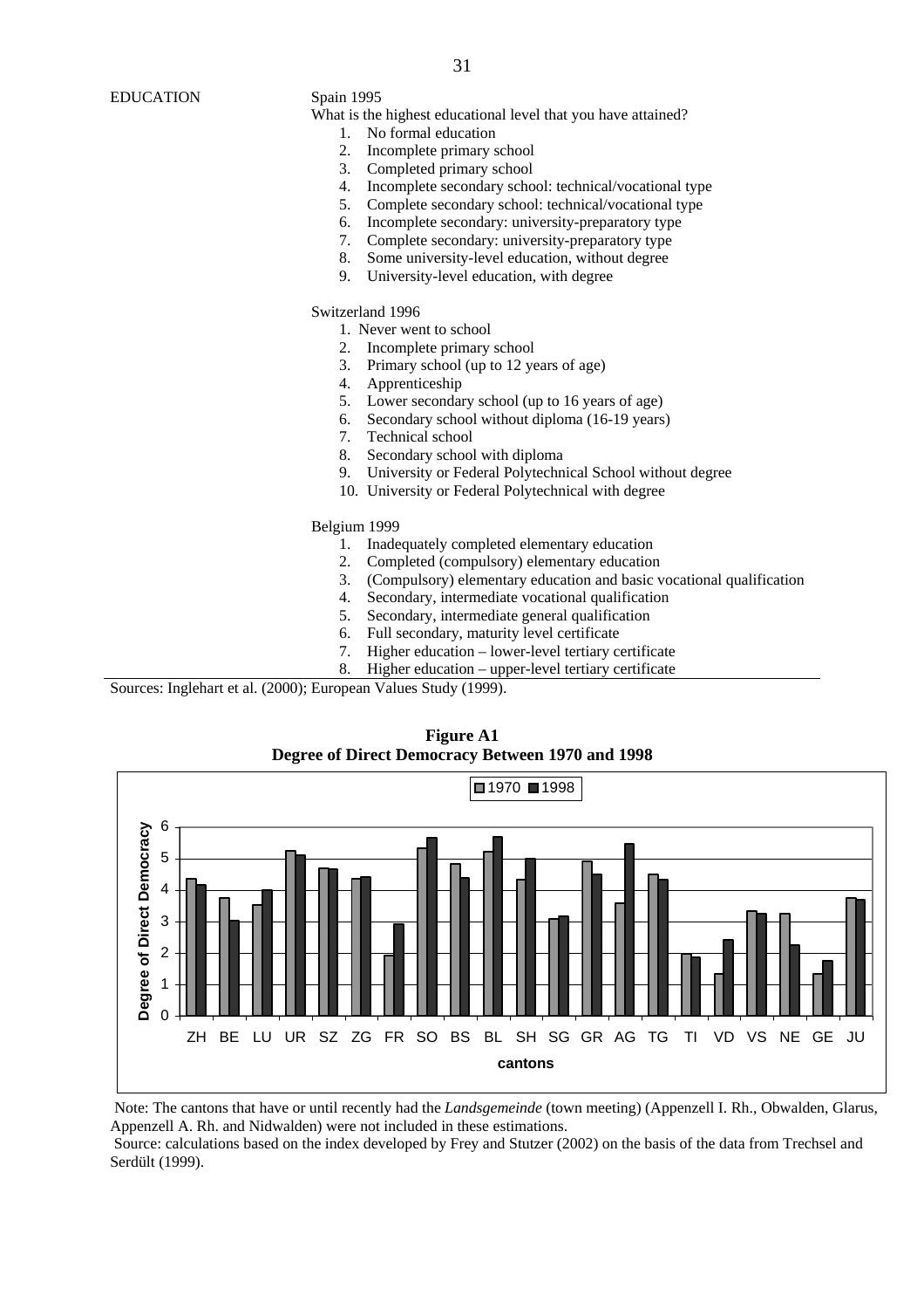| | |
|---|---|
| EDUCATION | Spain 1995<br>What is the highest educational level that you have attained?<br>1. No formal education<br>2. Incomplete primary school<br>3. Completed primary school<br>4. Incomplete secondary school: technical/vocational type<br>5. Complete secondary school: technical/vocational type<br>6. Incomplete secondary: university-preparatory type<br>7. Complete secondary: university-preparatory type<br>8. Some university-level education, without degree<br>9. University-level education, with degree<br><br>Switzerland 1996<br>1. Never went to school<br>2. Incomplete primary school<br>3. Primary school (up to 12 years of age)<br>4. Apprenticeship<br>5. Lower secondary school (up to 16 years of age)<br>6. Secondary school without diploma (16-19 years)<br>7. Technical school<br>8. Secondary school with diploma<br>9. University or Federal Polytechnical School without degree<br>10. University or Federal Polytechnical with degree<br><br>Belgium 1999<br>1. Inadequately completed elementary education<br>2. Completed (compulsory) elementary education<br>3. (Compulsory) elementary education and basic vocational qualification<br>4. Secondary, intermediate vocational qualification<br>5. Secondary, intermediate general qualification<br>6. Full secondary, maturity level certificate<br>7. Higher education – lower-level tertiary certificate<br>8. Higher education – upper-level tertiary certificate |

Sources: Inglehart et al. (2000); European Values Study (1999).

**Figure A1**
**Degree of Direct Democracy Between 1970 and 1998**

Note: The cantons that have or until recently had the *Landsgemeinde* (town meeting) (Appenzell I. Rh., Obwalden, Glarus, Appenzell A. Rh. and Nidwalden) were not included in these estimations.

Source: calculations based on the index developed by Frey and Stutzer (2002) on the basis of the data from Trechsel and Serdült (1999).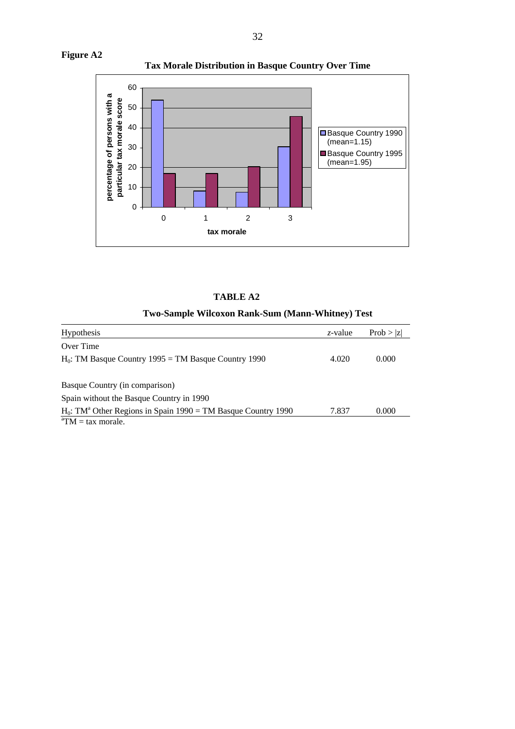**Figure A2**

**Tax Morale Distribution in Basque Country Over Time**

**TABLE A2**

**Two-Sample Wilcoxon Rank-Sum (Mann-Whitney) Test**

| Hypothesis | *z*-value | Prob > \|z\| |
|---|---|---|
| Over Time | | |
| $H_0$: TM Basque Country 1995 = TM Basque Country 1990 | 4.020 | 0.000 |
| | | |
| Basque Country (in comparison) | | |
| Spain without the Basque Country in 1990 | | |
| $H_0$: TM[a] Other Regions in Spain 1990 = TM Basque Country 1990 | 7.837 | 0.000 |

[a]TM = tax morale.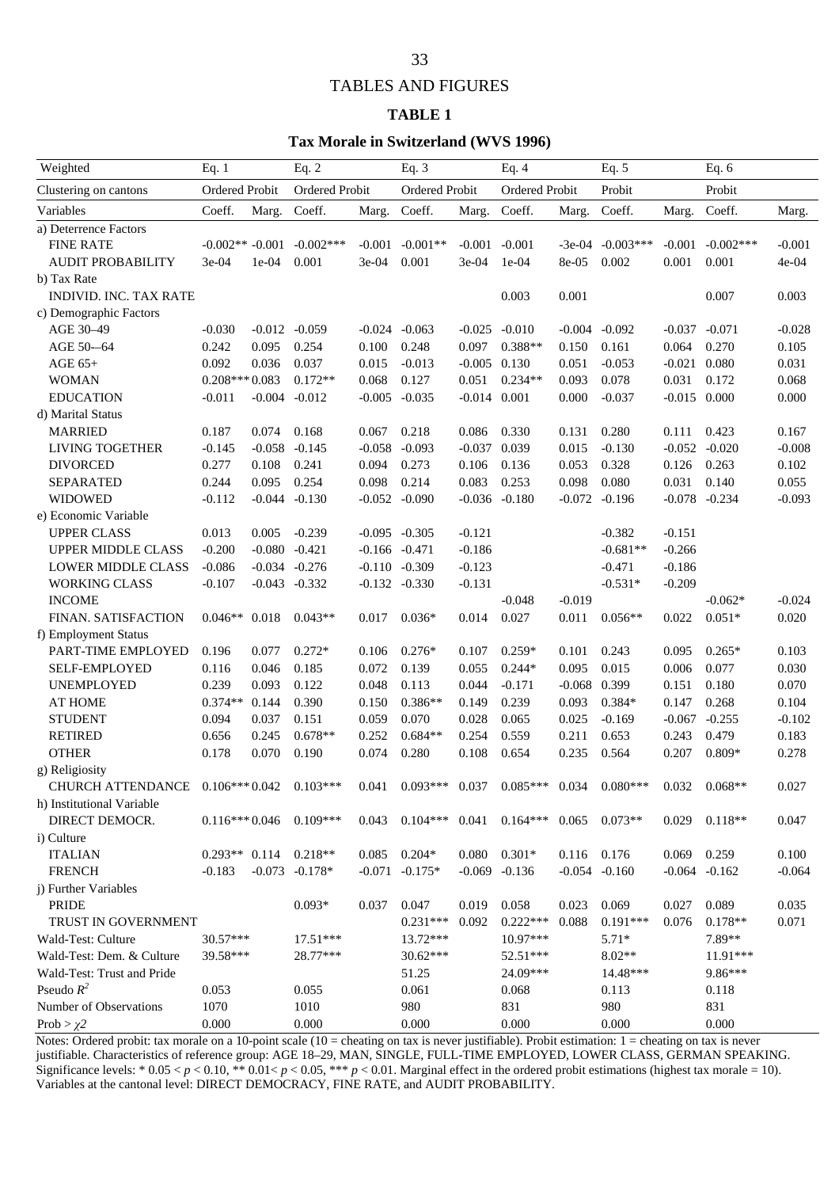# TABLES AND FIGURES

## TABLE 1

### Tax Morale in Switzerland (WVS 1996)

| Weighted | Eq. 1 | | Eq. 2 | | Eq. 3 | | Eq. 4 | | Eq. 5 | | Eq. 6 | |
|---|---|---|---|---|---|---|---|---|---|---|---|---|
| Clustering on cantons | Ordered Probit | | Ordered Probit | | Ordered Probit | | Ordered Probit | | Probit | | Probit | |
| Variables | Coeff. | Marg. | Coeff. | Marg. | Coeff. | Marg. | Coeff. | Marg. | Coeff. | Marg. | Coeff. | Marg. |
| a) Deterrence Factors | | | | | | | | | | | | |
| FINE RATE | -0.002** | -0.001 | -0.002*** | -0.001 | -0.001** | -0.001 | -0.001 | -3e-04 | -0.003*** | -0.001 | -0.002*** | -0.001 |
| AUDIT PROBABILITY | 3e-04 | 1e-04 | 0.001 | 3e-04 | 0.001 | 3e-04 | 1e-04 | 8e-05 | 0.002 | 0.001 | 0.001 | 4e-04 |
| b) Tax Rate | | | | | | | | | | | | |
| INDIVID. INC. TAX RATE | | | | | | | 0.003 | 0.001 | | | 0.007 | 0.003 |
| c) Demographic Factors | | | | | | | | | | | | |
| AGE 30–49 | -0.030 | -0.012 | -0.059 | -0.024 | -0.063 | -0.025 | -0.010 | -0.004 | -0.092 | -0.037 | -0.071 | -0.028 |
| AGE 50-–64 | 0.242 | 0.095 | 0.254 | 0.100 | 0.248 | 0.097 | 0.388** | 0.150 | 0.161 | 0.064 | 0.270 | 0.105 |
| AGE 65+ | 0.092 | 0.036 | 0.037 | 0.015 | -0.013 | -0.005 | 0.130 | 0.051 | -0.053 | -0.021 | 0.080 | 0.031 |
| WOMAN | 0.208*** | 0.083 | 0.172** | 0.068 | 0.127 | 0.051 | 0.234** | 0.093 | 0.078 | 0.031 | 0.172 | 0.068 |
| EDUCATION | -0.011 | -0.004 | -0.012 | -0.005 | -0.035 | -0.014 | 0.001 | 0.000 | -0.037 | -0.015 | 0.000 | 0.000 |
| d) Marital Status | | | | | | | | | | | | |
| MARRIED | 0.187 | 0.074 | 0.168 | 0.067 | 0.218 | 0.086 | 0.330 | 0.131 | 0.280 | 0.111 | 0.423 | 0.167 |
| LIVING TOGETHER | -0.145 | -0.058 | -0.145 | -0.058 | -0.093 | -0.037 | 0.039 | 0.015 | -0.130 | -0.052 | -0.020 | -0.008 |
| DIVORCED | 0.277 | 0.108 | 0.241 | 0.094 | 0.273 | 0.106 | 0.136 | 0.053 | 0.328 | 0.126 | 0.263 | 0.102 |
| SEPARATED | 0.244 | 0.095 | 0.254 | 0.098 | 0.214 | 0.083 | 0.253 | 0.098 | 0.080 | 0.031 | 0.140 | 0.055 |
| WIDOWED | -0.112 | -0.044 | -0.130 | -0.052 | -0.090 | -0.036 | -0.180 | -0.072 | -0.196 | -0.078 | -0.234 | -0.093 |
| e) Economic Variable | | | | | | | | | | | | |
| UPPER CLASS | 0.013 | 0.005 | -0.239 | -0.095 | -0.305 | -0.121 | | | -0.382 | -0.151 | | |
| UPPER MIDDLE CLASS | -0.200 | -0.080 | -0.421 | -0.166 | -0.471 | -0.186 | | | -0.681** | -0.266 | | |
| LOWER MIDDLE CLASS | -0.086 | -0.034 | -0.276 | -0.110 | -0.309 | -0.123 | | | -0.471 | -0.186 | | |
| WORKING CLASS | -0.107 | -0.043 | -0.332 | -0.132 | -0.330 | -0.131 | | | -0.531* | -0.209 | | |
| INCOME | | | | | | | -0.048 | -0.019 | | | -0.062* | -0.024 |
| FINAN. SATISFACTION | 0.046** | 0.018 | 0.043** | 0.017 | 0.036* | 0.014 | 0.027 | 0.011 | 0.056** | 0.022 | 0.051* | 0.020 |
| f) Employment Status | | | | | | | | | | | | |
| PART-TIME EMPLOYED | 0.196 | 0.077 | 0.272* | 0.106 | 0.276* | 0.107 | 0.259* | 0.101 | 0.243 | 0.095 | 0.265* | 0.103 |
| SELF-EMPLOYED | 0.116 | 0.046 | 0.185 | 0.072 | 0.139 | 0.055 | 0.244* | 0.095 | 0.015 | 0.006 | 0.077 | 0.030 |
| UNEMPLOYED | 0.239 | 0.093 | 0.122 | 0.048 | 0.113 | 0.044 | -0.171 | -0.068 | 0.399 | 0.151 | 0.180 | 0.070 |
| AT HOME | 0.374** | 0.144 | 0.390 | 0.150 | 0.386** | 0.149 | 0.239 | 0.093 | 0.384* | 0.147 | 0.268 | 0.104 |
| STUDENT | 0.094 | 0.037 | 0.151 | 0.059 | 0.070 | 0.028 | 0.065 | 0.025 | -0.169 | -0.067 | -0.255 | -0.102 |
| RETIRED | 0.656 | 0.245 | 0.678** | 0.252 | 0.684** | 0.254 | 0.559 | 0.211 | 0.653 | 0.243 | 0.479 | 0.183 |
| OTHER | 0.178 | 0.070 | 0.190 | 0.074 | 0.280 | 0.108 | 0.654 | 0.235 | 0.564 | 0.207 | 0.809* | 0.278 |
| g) Religiosity | | | | | | | | | | | | |
| CHURCH ATTENDANCE | 0.106*** | 0.042 | 0.103*** | 0.041 | 0.093*** | 0.037 | 0.085*** | 0.034 | 0.080*** | 0.032 | 0.068** | 0.027 |
| h) Institutional Variable | | | | | | | | | | | | |
| DIRECT DEMOCR. | 0.116*** | 0.046 | 0.109*** | 0.043 | 0.104*** | 0.041 | 0.164*** | 0.065 | 0.073** | 0.029 | 0.118** | 0.047 |
| i) Culture | | | | | | | | | | | | |
| ITALIAN | 0.293** | 0.114 | 0.218** | 0.085 | 0.204* | 0.080 | 0.301* | 0.116 | 0.176 | 0.069 | 0.259 | 0.100 |
| FRENCH | -0.183 | -0.073 | -0.178* | -0.071 | -0.175* | -0.069 | -0.136 | -0.054 | -0.160 | -0.064 | -0.162 | -0.064 |
| j) Further Variables | | | | | | | | | | | | |
| PRIDE | | | 0.093* | 0.037 | 0.047 | 0.019 | 0.058 | 0.023 | 0.069 | 0.027 | 0.089 | 0.035 |
| TRUST IN GOVERNMENT | | | | | 0.231*** | 0.092 | 0.222*** | 0.088 | 0.191*** | 0.076 | 0.178** | 0.071 |
| Wald-Test: Culture | 30.57*** | | 17.51*** | | 13.72*** | | 10.97*** | | 5.71* | | 7.89** | |
| Wald-Test: Dem. & Culture | 39.58*** | | 28.77*** | | 30.62*** | | 52.51*** | | 8.02** | | 11.91*** | |
| Wald-Test: Trust and Pride | | | | | 51.25 | | 24.09*** | | 14.48*** | | 9.86*** | |
| Pseudo $R^2$ | 0.053 | | 0.055 | | 0.061 | | 0.068 | | 0.113 | | 0.118 | |
| Number of Observations | 1070 | | 1010 | | 980 | | 831 | | 980 | | 831 | |
| Prob > $\chi 2$ | 0.000 | | 0.000 | | 0.000 | | 0.000 | | 0.000 | | 0.000 | |

Notes: Ordered probit: tax morale on a 10-point scale (10 = cheating on tax is never justifiable). Probit estimation: 1 = cheating on tax is never justifiable. Characteristics of reference group: AGE 18–29, MAN, SINGLE, FULL-TIME EMPLOYED, LOWER CLASS, GERMAN SPEAKING. Significance levels: * $0.05 < p < 0.10$, ** $0.01 < p < 0.05$, *** $p < 0.01$. Marginal effect in the ordered probit estimations (highest tax morale = 10). Variables at the cantonal level: DIRECT DEMOCRACY, FINE RATE, and AUDIT PROBABILITY.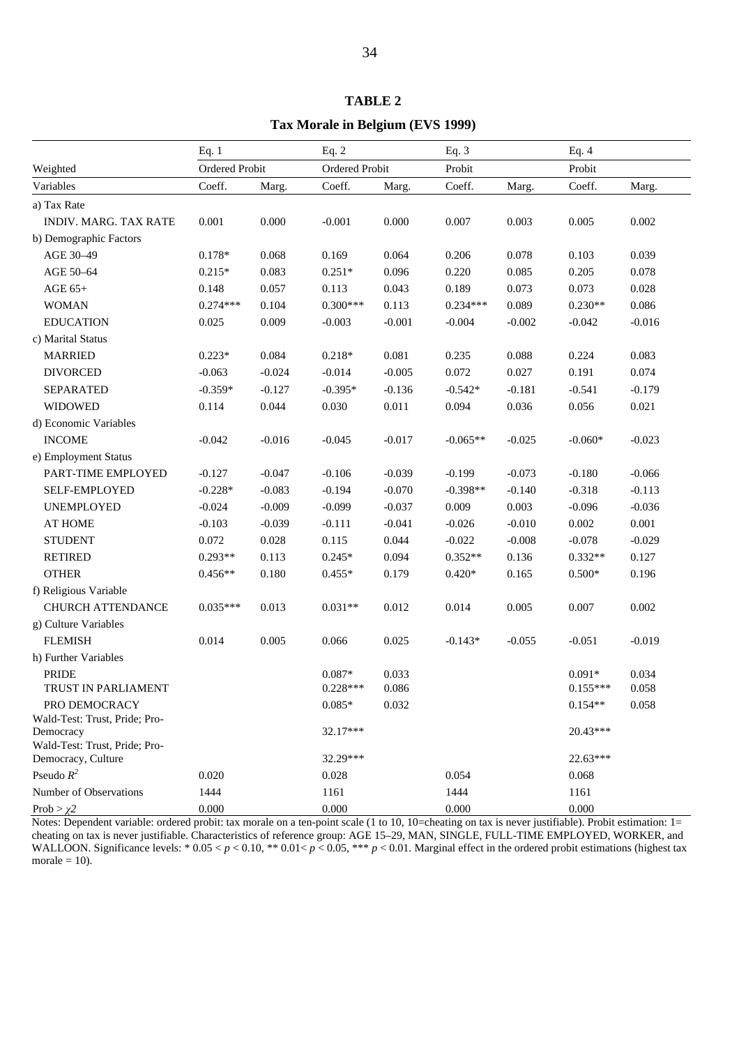**TABLE 2**

**Tax Morale in Belgium (EVS 1999)**

| | Eq. 1 | | Eq. 2 | | Eq. 3 | | Eq. 4 | |
|---|---|---|---|---|---|---|---|---|
| Weighted | Ordered Probit | | Ordered Probit | | Probit | | Probit | |
| Variables | Coeff. | Marg. | Coeff. | Marg. | Coeff. | Marg. | Coeff. | Marg. |
| a) Tax Rate | | | | | | | | |
| INDIV. MARG. TAX RATE | 0.001 | 0.000 | -0.001 | 0.000 | 0.007 | 0.003 | 0.005 | 0.002 |
| b) Demographic Factors | | | | | | | | |
| AGE 30–49 | 0.178* | 0.068 | 0.169 | 0.064 | 0.206 | 0.078 | 0.103 | 0.039 |
| AGE 50–64 | 0.215* | 0.083 | 0.251* | 0.096 | 0.220 | 0.085 | 0.205 | 0.078 |
| AGE 65+ | 0.148 | 0.057 | 0.113 | 0.043 | 0.189 | 0.073 | 0.073 | 0.028 |
| WOMAN | 0.274*** | 0.104 | 0.300*** | 0.113 | 0.234*** | 0.089 | 0.230** | 0.086 |
| EDUCATION | 0.025 | 0.009 | -0.003 | -0.001 | -0.004 | -0.002 | -0.042 | -0.016 |
| c) Marital Status | | | | | | | | |
| MARRIED | 0.223* | 0.084 | 0.218* | 0.081 | 0.235 | 0.088 | 0.224 | 0.083 |
| DIVORCED | -0.063 | -0.024 | -0.014 | -0.005 | 0.072 | 0.027 | 0.191 | 0.074 |
| SEPARATED | -0.359* | -0.127 | -0.395* | -0.136 | -0.542* | -0.181 | -0.541 | -0.179 |
| WIDOWED | 0.114 | 0.044 | 0.030 | 0.011 | 0.094 | 0.036 | 0.056 | 0.021 |
| d) Economic Variables | | | | | | | | |
| INCOME | -0.042 | -0.016 | -0.045 | -0.017 | -0.065** | -0.025 | -0.060* | -0.023 |
| e) Employment Status | | | | | | | | |
| PART-TIME EMPLOYED | -0.127 | -0.047 | -0.106 | -0.039 | -0.199 | -0.073 | -0.180 | -0.066 |
| SELF-EMPLOYED | -0.228* | -0.083 | -0.194 | -0.070 | -0.398** | -0.140 | -0.318 | -0.113 |
| UNEMPLOYED | -0.024 | -0.009 | -0.099 | -0.037 | 0.009 | 0.003 | -0.096 | -0.036 |
| AT HOME | -0.103 | -0.039 | -0.111 | -0.041 | -0.026 | -0.010 | 0.002 | 0.001 |
| STUDENT | 0.072 | 0.028 | 0.115 | 0.044 | -0.022 | -0.008 | -0.078 | -0.029 |
| RETIRED | 0.293** | 0.113 | 0.245* | 0.094 | 0.352** | 0.136 | 0.332** | 0.127 |
| OTHER | 0.456** | 0.180 | 0.455* | 0.179 | 0.420* | 0.165 | 0.500* | 0.196 |
| f) Religious Variable | | | | | | | | |
| CHURCH ATTENDANCE | 0.035*** | 0.013 | 0.031** | 0.012 | 0.014 | 0.005 | 0.007 | 0.002 |
| g) Culture Variables | | | | | | | | |
| FLEMISH | 0.014 | 0.005 | 0.066 | 0.025 | -0.143* | -0.055 | -0.051 | -0.019 |
| h) Further Variables | | | | | | | | |
| PRIDE | | | 0.087* | 0.033 | | | 0.091* | 0.034 |
| TRUST IN PARLIAMENT | | | 0.228*** | 0.086 | | | 0.155*** | 0.058 |
| PRO DEMOCRACY | | | 0.085* | 0.032 | | | 0.154** | 0.058 |
| Wald-Test: Trust, Pride; Pro-Democracy | | | 32.17*** | | | | 20.43*** | |
| Wald-Test: Trust, Pride; Pro-Democracy, Culture | | | 32.29*** | | | | 22.63*** | |
| Pseudo $R^2$ | 0.020 | | 0.028 | | 0.054 | | 0.068 | |
| Number of Observations | 1444 | | 1161 | | 1444 | | 1161 | |
| Prob > $\chi2$ | 0.000 | | 0.000 | | 0.000 | | 0.000 | |

Notes: Dependent variable: ordered probit: tax morale on a ten-point scale (1 to 10, 10=cheating on tax is never justifiable). Probit estimation: 1= cheating on tax is never justifiable. Characteristics of reference group: AGE 15–29, MAN, SINGLE, FULL-TIME EMPLOYED, WORKER, and WALLOON. Significance levels: * $0.05 < p < 0.10$, ** $0.01 < p < 0.05$, *** $p < 0.01$. Marginal effect in the ordered probit estimations (highest tax morale = 10).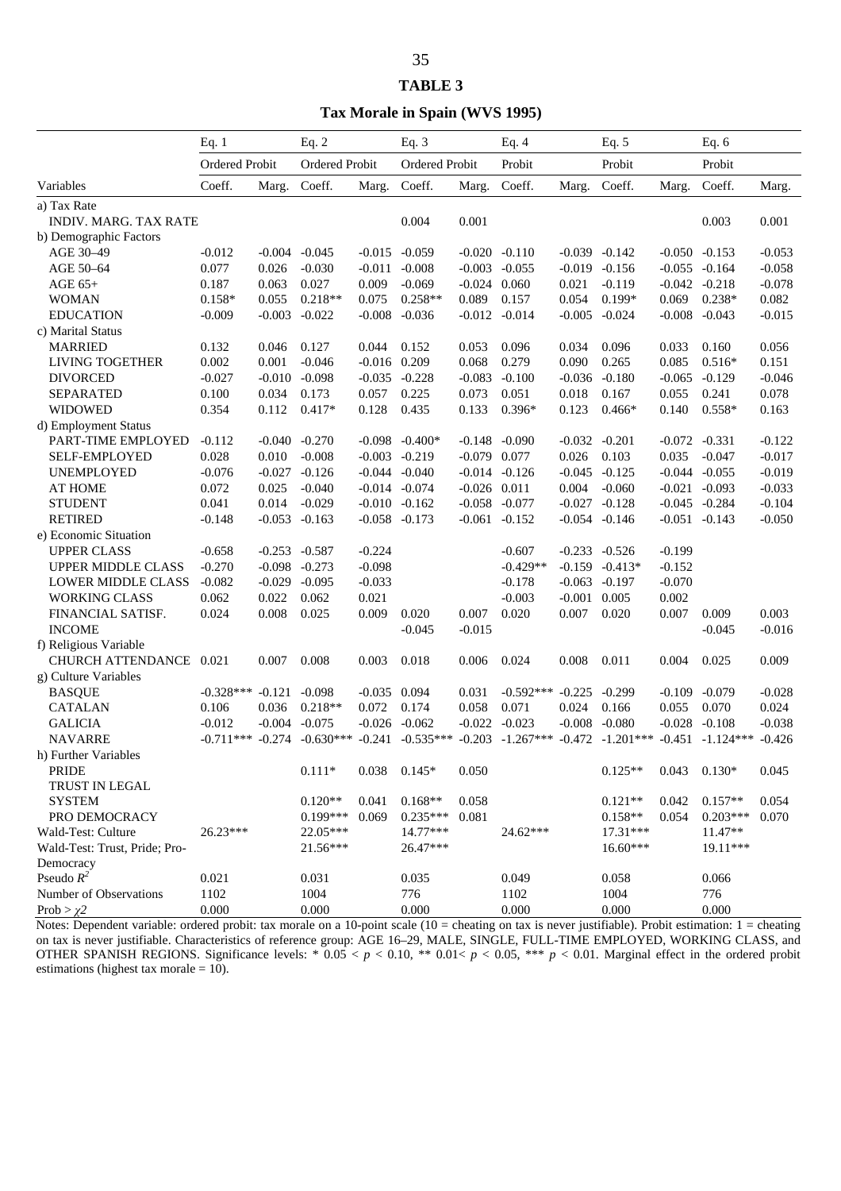**TABLE 3**

**Tax Morale in Spain (WVS 1995)**

| | Eq. 1 | | Eq. 2 | | Eq. 3 | | Eq. 4 | | Eq. 5 | | Eq. 6 | |
|---|---|---|---|---|---|---|---|---|---|---|---|---|
| | Ordered Probit | | Ordered Probit | | Ordered Probit | | Probit | | Probit | | Probit | |
| Variables | Coeff. | Marg. | Coeff. | Marg. | Coeff. | Marg. | Coeff. | Marg. | Coeff. | Marg. | Coeff. | Marg. |
| a) Tax Rate | | | | | | | | | | | | |
| INDIV. MARG. TAX RATE | | | | | 0.004 | 0.001 | | | | | 0.003 | 0.001 |
| b) Demographic Factors | | | | | | | | | | | | |
| AGE 30–49 | -0.012 | -0.004 | -0.045 | -0.015 | -0.059 | -0.020 | -0.110 | -0.039 | -0.142 | -0.050 | -0.153 | -0.053 |
| AGE 50–64 | 0.077 | 0.026 | -0.030 | -0.011 | -0.008 | -0.003 | -0.055 | -0.019 | -0.156 | -0.055 | -0.164 | -0.058 |
| AGE 65+ | 0.187 | 0.063 | 0.027 | 0.009 | -0.069 | -0.024 | 0.060 | 0.021 | -0.119 | -0.042 | -0.218 | -0.078 |
| WOMAN | 0.158* | 0.055 | 0.218** | 0.075 | 0.258** | 0.089 | 0.157 | 0.054 | 0.199* | 0.069 | 0.238* | 0.082 |
| EDUCATION | -0.009 | -0.003 | -0.022 | -0.008 | -0.036 | -0.012 | -0.014 | -0.005 | -0.024 | -0.008 | -0.043 | -0.015 |
| c) Marital Status | | | | | | | | | | | | |
| MARRIED | 0.132 | 0.046 | 0.127 | 0.044 | 0.152 | 0.053 | 0.096 | 0.034 | 0.096 | 0.033 | 0.160 | 0.056 |
| LIVING TOGETHER | 0.002 | 0.001 | -0.046 | -0.016 | 0.209 | 0.068 | 0.279 | 0.090 | 0.265 | 0.085 | 0.516* | 0.151 |
| DIVORCED | -0.027 | -0.010 | -0.098 | -0.035 | -0.228 | -0.083 | -0.100 | -0.036 | -0.180 | -0.065 | -0.129 | -0.046 |
| SEPARATED | 0.100 | 0.034 | 0.173 | 0.057 | 0.225 | 0.073 | 0.051 | 0.018 | 0.167 | 0.055 | 0.241 | 0.078 |
| WIDOWED | 0.354 | 0.112 | 0.417* | 0.128 | 0.435 | 0.133 | 0.396* | 0.123 | 0.466* | 0.140 | 0.558* | 0.163 |
| d) Employment Status | | | | | | | | | | | | |
| PART-TIME EMPLOYED | -0.112 | -0.040 | -0.270 | -0.098 | -0.400* | -0.148 | -0.090 | -0.032 | -0.201 | -0.072 | -0.331 | -0.122 |
| SELF-EMPLOYED | 0.028 | 0.010 | -0.008 | -0.003 | -0.219 | -0.079 | 0.077 | 0.026 | 0.103 | 0.035 | -0.047 | -0.017 |
| UNEMPLOYED | -0.076 | -0.027 | -0.126 | -0.044 | -0.040 | -0.014 | -0.126 | -0.045 | -0.125 | -0.044 | -0.055 | -0.019 |
| AT HOME | 0.072 | 0.025 | -0.040 | -0.014 | -0.074 | -0.026 | 0.011 | 0.004 | -0.060 | -0.021 | -0.093 | -0.033 |
| STUDENT | 0.041 | 0.014 | -0.029 | -0.010 | -0.162 | -0.058 | -0.077 | -0.027 | -0.128 | -0.045 | -0.284 | -0.104 |
| RETIRED | -0.148 | -0.053 | -0.163 | -0.058 | -0.173 | -0.061 | -0.152 | -0.054 | -0.146 | -0.051 | -0.143 | -0.050 |
| e) Economic Situation | | | | | | | | | | | | |
| UPPER CLASS | -0.658 | -0.253 | -0.587 | -0.224 | | | -0.607 | -0.233 | -0.526 | -0.199 | | |
| UPPER MIDDLE CLASS | -0.270 | -0.098 | -0.273 | -0.098 | | | -0.429** | -0.159 | -0.413* | -0.152 | | |
| LOWER MIDDLE CLASS | -0.082 | -0.029 | -0.095 | -0.033 | | | -0.178 | -0.063 | -0.197 | -0.070 | | |
| WORKING CLASS | 0.062 | 0.022 | 0.062 | 0.021 | | | -0.003 | -0.001 | 0.005 | 0.002 | | |
| FINANCIAL SATISF. | 0.024 | 0.008 | 0.025 | 0.009 | 0.020 | 0.007 | 0.020 | 0.007 | 0.020 | 0.007 | 0.009 | 0.003 |
| INCOME | | | | | -0.045 | -0.015 | | | | | -0.045 | -0.016 |
| f) Religious Variable | | | | | | | | | | | | |
| CHURCH ATTENDANCE | 0.021 | 0.007 | 0.008 | 0.003 | 0.018 | 0.006 | 0.024 | 0.008 | 0.011 | 0.004 | 0.025 | 0.009 |
| g) Culture Variables | | | | | | | | | | | | |
| BASQUE | -0.328*** | -0.121 | -0.098 | -0.035 | 0.094 | 0.031 | -0.592*** | -0.225 | -0.299 | -0.109 | -0.079 | -0.028 |
| CATALAN | 0.106 | 0.036 | 0.218** | 0.072 | 0.174 | 0.058 | 0.071 | 0.024 | 0.166 | 0.055 | 0.070 | 0.024 |
| GALICIA | -0.012 | -0.004 | -0.075 | -0.026 | -0.062 | -0.022 | -0.023 | -0.008 | -0.080 | -0.028 | -0.108 | -0.038 |
| NAVARRE | -0.711*** | -0.274 | -0.630*** | -0.241 | -0.535*** | -0.203 | -1.267*** | -0.472 | -1.201*** | -0.451 | -1.124*** | -0.426 |
| h) Further Variables | | | | | | | | | | | | |
| PRIDE | | | 0.111* | 0.038 | 0.145* | 0.050 | | | 0.125** | 0.043 | 0.130* | 0.045 |
| TRUST IN LEGAL SYSTEM | | | 0.120** | 0.041 | 0.168** | 0.058 | | | 0.121** | 0.042 | 0.157** | 0.054 |
| PRO DEMOCRACY | | | 0.199*** | 0.069 | 0.235*** | 0.081 | | | 0.158** | 0.054 | 0.203*** | 0.070 |
| Wald-Test: Culture | 26.23*** | | 22.05*** | | 14.77*** | | 24.62*** | | 17.31*** | | 11.47** | |
| Wald-Test: Trust, Pride; Pro-Democracy | | | 21.56*** | | 26.47*** | | | | 16.60*** | | 19.11*** | |
| Pseudo $R^2$ | 0.021 | | 0.031 | | 0.035 | | 0.049 | | 0.058 | | 0.066 | |
| Number of Observations | 1102 | | 1004 | | 776 | | 1102 | | 1004 | | 776 | |
| Prob > $\chi 2$ | 0.000 | | 0.000 | | 0.000 | | 0.000 | | 0.000 | | 0.000 | |

Notes: Dependent variable: ordered probit: tax morale on a 10-point scale (10 = cheating on tax is never justifiable). Probit estimation: 1 = cheating on tax is never justifiable. Characteristics of reference group: AGE 16–29, MALE, SINGLE, FULL-TIME EMPLOYED, WORKING CLASS, and OTHER SPANISH REGIONS. Significance levels: * $0.05 < p < 0.10$, ** $0.01 < p < 0.05$, *** $p < 0.01$. Marginal effect in the ordered probit estimations (highest tax morale = 10).